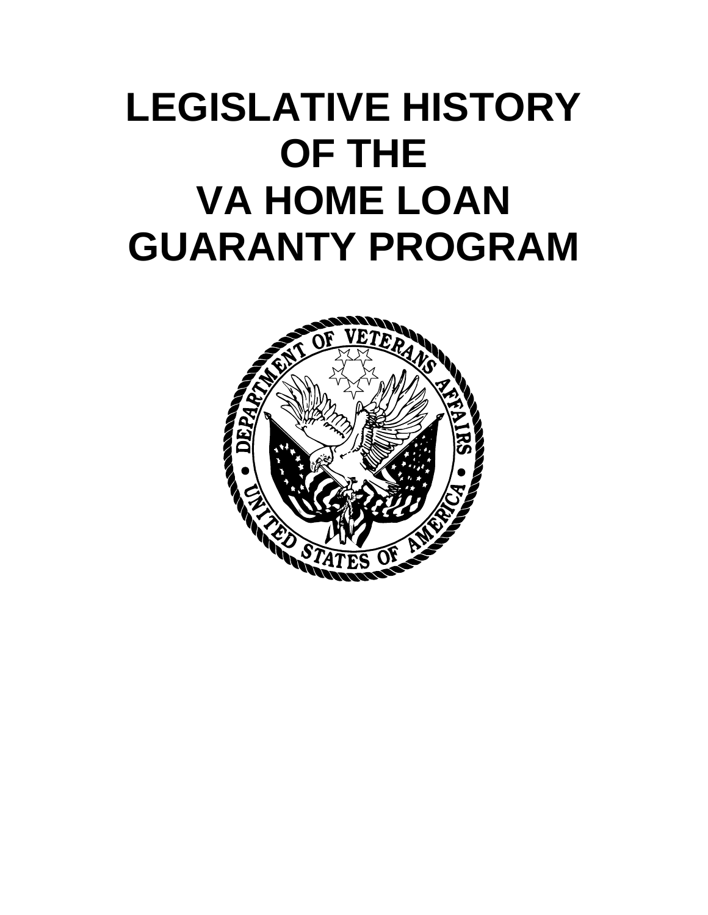# LEGISLATIVE HISTORY OF THE VA HOME LOAN GUARANTY PROGRAM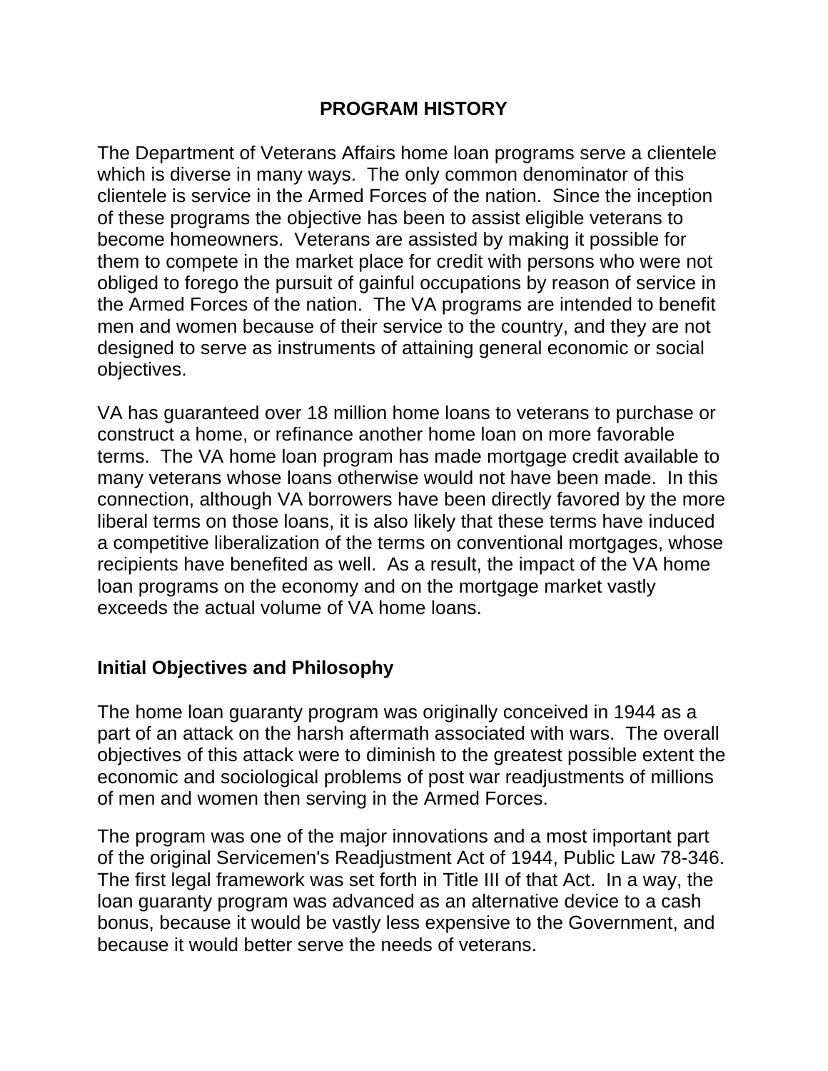# PROGRAM HISTORY

The Department of Veterans Affairs home loan programs serve a clientele which is diverse in many ways. The only common denominator of this clientele is service in the Armed Forces of the nation. Since the inception of these programs the objective has been to assist eligible veterans to become homeowners. Veterans are assisted by making it possible for them to compete in the market place for credit with persons who were not obliged to forego the pursuit of gainful occupations by reason of service in the Armed Forces of the nation. The VA programs are intended to benefit men and women because of their service to the country, and they are not designed to serve as instruments of attaining general economic or social objectives.

VA has guaranteed over 18 million home loans to veterans to purchase or construct a home, or refinance another home loan on more favorable terms. The VA home loan program has made mortgage credit available to many veterans whose loans otherwise would not have been made. In this connection, although VA borrowers have been directly favored by the more liberal terms on those loans, it is also likely that these terms have induced a competitive liberalization of the terms on conventional mortgages, whose recipients have benefited as well. As a result, the impact of the VA home loan programs on the economy and on the mortgage market vastly exceeds the actual volume of VA home loans.

## Initial Objectives and Philosophy

The home loan guaranty program was originally conceived in 1944 as a part of an attack on the harsh aftermath associated with wars. The overall objectives of this attack were to diminish to the greatest possible extent the economic and sociological problems of post war readjustments of millions of men and women then serving in the Armed Forces.

The program was one of the major innovations and a most important part of the original Servicemen's Readjustment Act of 1944, Public Law 78-346. The first legal framework was set forth in Title III of that Act. In a way, the loan guaranty program was advanced as an alternative device to a cash bonus, because it would be vastly less expensive to the Government, and because it would better serve the needs of veterans.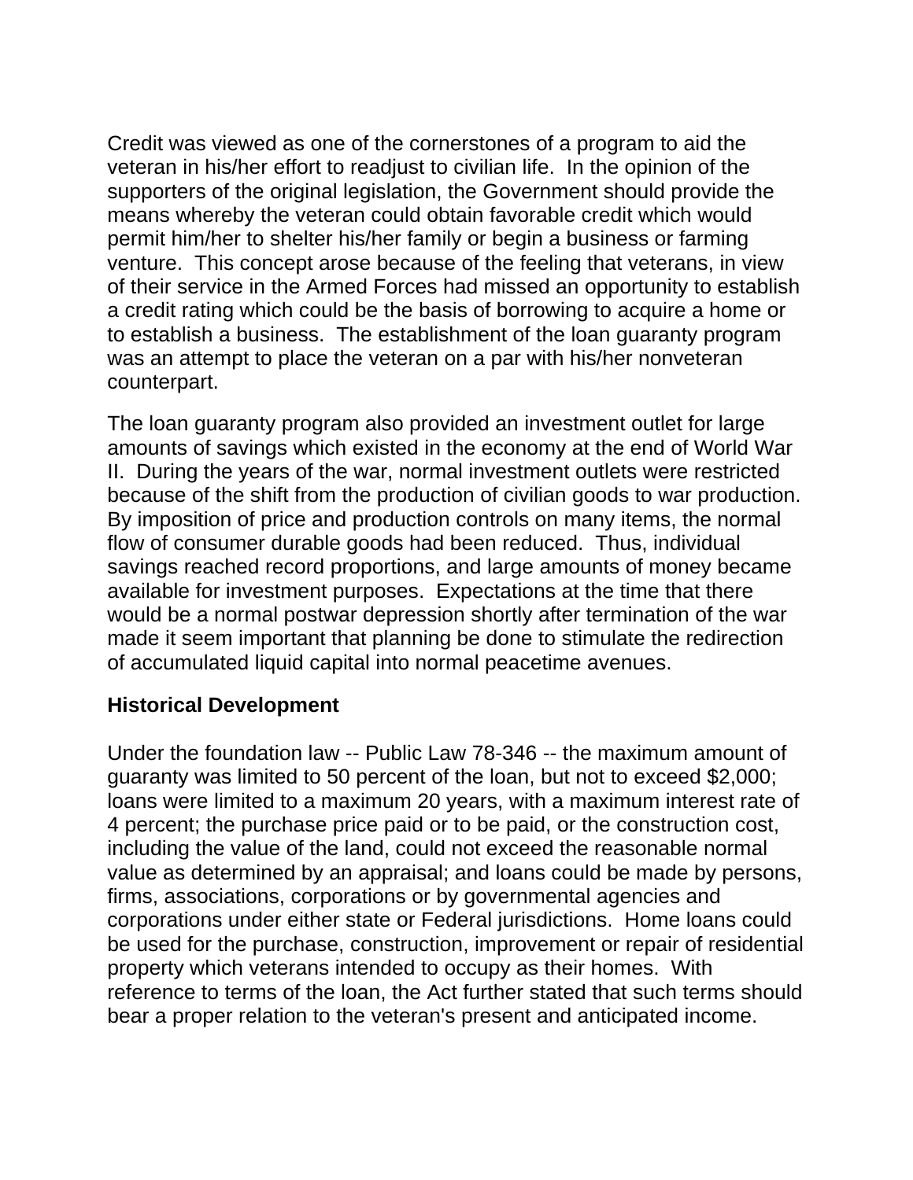Credit was viewed as one of the cornerstones of a program to aid the veteran in his/her effort to readjust to civilian life. In the opinion of the supporters of the original legislation, the Government should provide the means whereby the veteran could obtain favorable credit which would permit him/her to shelter his/her family or begin a business or farming venture. This concept arose because of the feeling that veterans, in view of their service in the Armed Forces had missed an opportunity to establish a credit rating which could be the basis of borrowing to acquire a home or to establish a business. The establishment of the loan guaranty program was an attempt to place the veteran on a par with his/her nonveteran counterpart.

The loan guaranty program also provided an investment outlet for large amounts of savings which existed in the economy at the end of World War II. During the years of the war, normal investment outlets were restricted because of the shift from the production of civilian goods to war production. By imposition of price and production controls on many items, the normal flow of consumer durable goods had been reduced. Thus, individual savings reached record proportions, and large amounts of money became available for investment purposes. Expectations at the time that there would be a normal postwar depression shortly after termination of the war made it seem important that planning be done to stimulate the redirection of accumulated liquid capital into normal peacetime avenues.

**Historical Development**

Under the foundation law -- Public Law 78-346 -- the maximum amount of guaranty was limited to 50 percent of the loan, but not to exceed $2,000; loans were limited to a maximum 20 years, with a maximum interest rate of 4 percent; the purchase price paid or to be paid, or the construction cost, including the value of the land, could not exceed the reasonable normal value as determined by an appraisal; and loans could be made by persons, firms, associations, corporations or by governmental agencies and corporations under either state or Federal jurisdictions. Home loans could be used for the purchase, construction, improvement or repair of residential property which veterans intended to occupy as their homes. With reference to terms of the loan, the Act further stated that such terms should bear a proper relation to the veteran's present and anticipated income.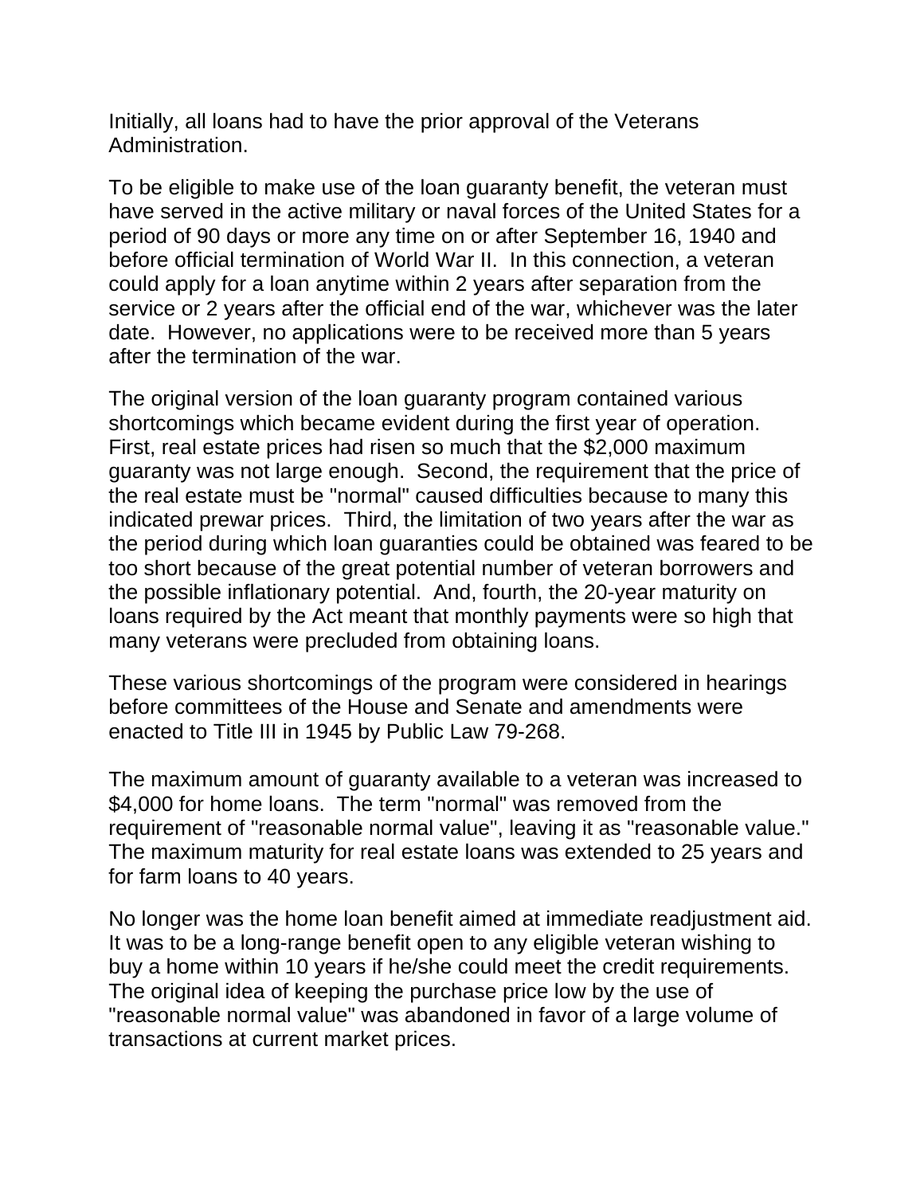Initially, all loans had to have the prior approval of the Veterans Administration.

To be eligible to make use of the loan guaranty benefit, the veteran must have served in the active military or naval forces of the United States for a period of 90 days or more any time on or after September 16, 1940 and before official termination of World War II. In this connection, a veteran could apply for a loan anytime within 2 years after separation from the service or 2 years after the official end of the war, whichever was the later date. However, no applications were to be received more than 5 years after the termination of the war.

The original version of the loan guaranty program contained various shortcomings which became evident during the first year of operation. First, real estate prices had risen so much that the $2,000 maximum guaranty was not large enough. Second, the requirement that the price of the real estate must be "normal" caused difficulties because to many this indicated prewar prices. Third, the limitation of two years after the war as the period during which loan guaranties could be obtained was feared to be too short because of the great potential number of veteran borrowers and the possible inflationary potential. And, fourth, the 20-year maturity on loans required by the Act meant that monthly payments were so high that many veterans were precluded from obtaining loans.

These various shortcomings of the program were considered in hearings before committees of the House and Senate and amendments were enacted to Title III in 1945 by Public Law 79-268.

The maximum amount of guaranty available to a veteran was increased to $4,000 for home loans. The term "normal" was removed from the requirement of "reasonable normal value", leaving it as "reasonable value." The maximum maturity for real estate loans was extended to 25 years and for farm loans to 40 years.

No longer was the home loan benefit aimed at immediate readjustment aid. It was to be a long-range benefit open to any eligible veteran wishing to buy a home within 10 years if he/she could meet the credit requirements. The original idea of keeping the purchase price low by the use of "reasonable normal value" was abandoned in favor of a large volume of transactions at current market prices.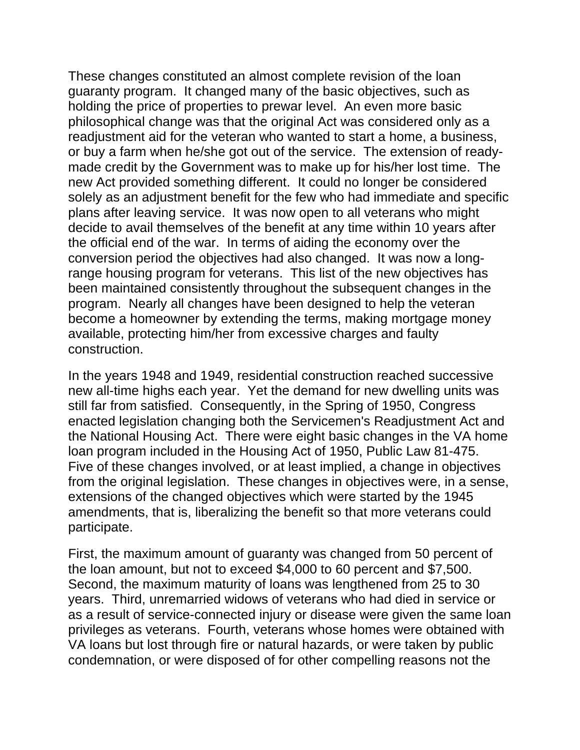These changes constituted an almost complete revision of the loan guaranty program. It changed many of the basic objectives, such as holding the price of properties to prewar level. An even more basic philosophical change was that the original Act was considered only as a readjustment aid for the veteran who wanted to start a home, a business, or buy a farm when he/she got out of the service. The extension of ready-made credit by the Government was to make up for his/her lost time. The new Act provided something different. It could no longer be considered solely as an adjustment benefit for the few who had immediate and specific plans after leaving service. It was now open to all veterans who might decide to avail themselves of the benefit at any time within 10 years after the official end of the war. In terms of aiding the economy over the conversion period the objectives had also changed. It was now a long-range housing program for veterans. This list of the new objectives has been maintained consistently throughout the subsequent changes in the program. Nearly all changes have been designed to help the veteran become a homeowner by extending the terms, making mortgage money available, protecting him/her from excessive charges and faulty construction.

In the years 1948 and 1949, residential construction reached successive new all-time highs each year. Yet the demand for new dwelling units was still far from satisfied. Consequently, in the Spring of 1950, Congress enacted legislation changing both the Servicemen's Readjustment Act and the National Housing Act. There were eight basic changes in the VA home loan program included in the Housing Act of 1950, Public Law 81-475. Five of these changes involved, or at least implied, a change in objectives from the original legislation. These changes in objectives were, in a sense, extensions of the changed objectives which were started by the 1945 amendments, that is, liberalizing the benefit so that more veterans could participate.

First, the maximum amount of guaranty was changed from 50 percent of the loan amount, but not to exceed $4,000 to 60 percent and $7,500. Second, the maximum maturity of loans was lengthened from 25 to 30 years. Third, unremarried widows of veterans who had died in service or as a result of service-connected injury or disease were given the same loan privileges as veterans. Fourth, veterans whose homes were obtained with VA loans but lost through fire or natural hazards, or were taken by public condemnation, or were disposed of for other compelling reasons not the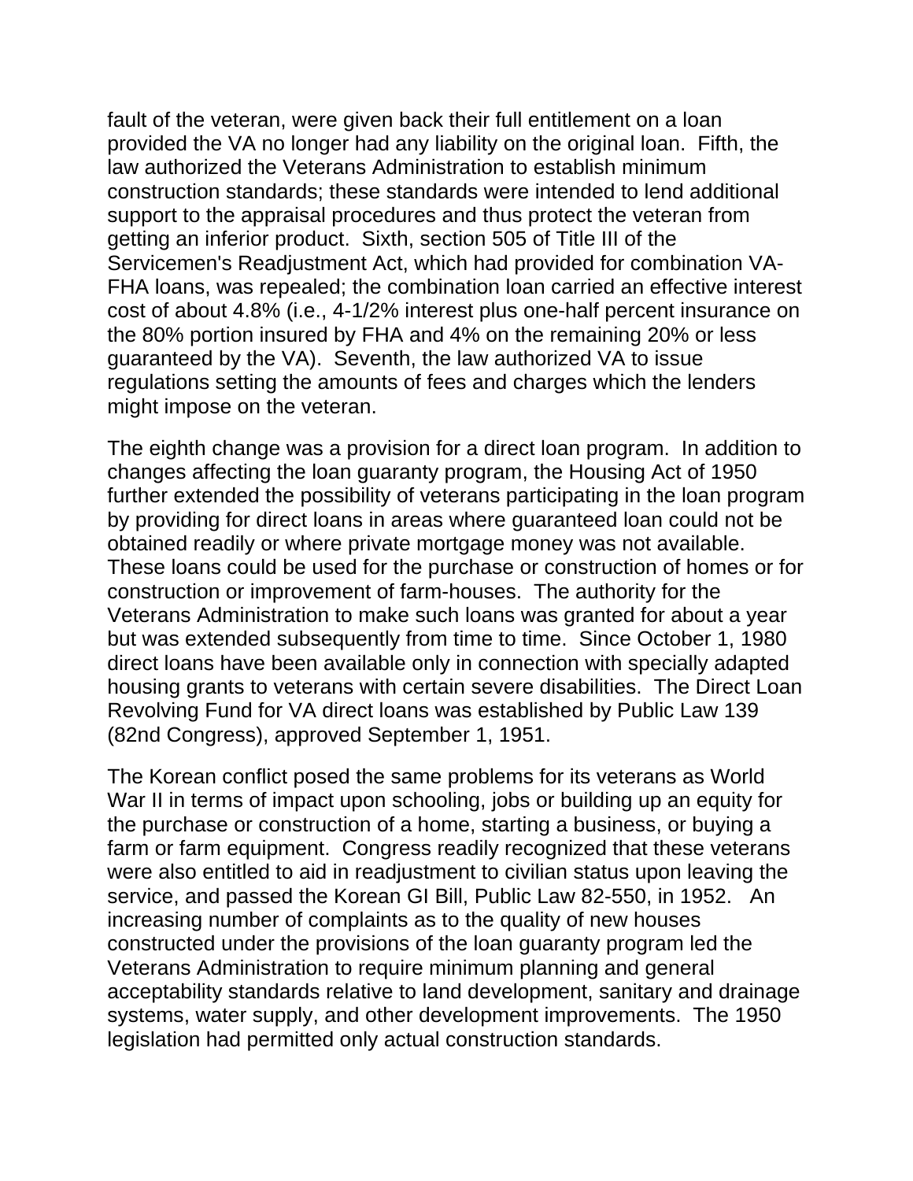fault of the veteran, were given back their full entitlement on a loan provided the VA no longer had any liability on the original loan. Fifth, the law authorized the Veterans Administration to establish minimum construction standards; these standards were intended to lend additional support to the appraisal procedures and thus protect the veteran from getting an inferior product. Sixth, section 505 of Title III of the Servicemen's Readjustment Act, which had provided for combination VA-FHA loans, was repealed; the combination loan carried an effective interest cost of about 4.8% (i.e., 4-1/2% interest plus one-half percent insurance on the 80% portion insured by FHA and 4% on the remaining 20% or less guaranteed by the VA). Seventh, the law authorized VA to issue regulations setting the amounts of fees and charges which the lenders might impose on the veteran.

The eighth change was a provision for a direct loan program. In addition to changes affecting the loan guaranty program, the Housing Act of 1950 further extended the possibility of veterans participating in the loan program by providing for direct loans in areas where guaranteed loan could not be obtained readily or where private mortgage money was not available. These loans could be used for the purchase or construction of homes or for construction or improvement of farm-houses. The authority for the Veterans Administration to make such loans was granted for about a year but was extended subsequently from time to time. Since October 1, 1980 direct loans have been available only in connection with specially adapted housing grants to veterans with certain severe disabilities. The Direct Loan Revolving Fund for VA direct loans was established by Public Law 139 (82nd Congress), approved September 1, 1951.

The Korean conflict posed the same problems for its veterans as World War II in terms of impact upon schooling, jobs or building up an equity for the purchase or construction of a home, starting a business, or buying a farm or farm equipment. Congress readily recognized that these veterans were also entitled to aid in readjustment to civilian status upon leaving the service, and passed the Korean GI Bill, Public Law 82-550, in 1952. An increasing number of complaints as to the quality of new houses constructed under the provisions of the loan guaranty program led the Veterans Administration to require minimum planning and general acceptability standards relative to land development, sanitary and drainage systems, water supply, and other development improvements. The 1950 legislation had permitted only actual construction standards.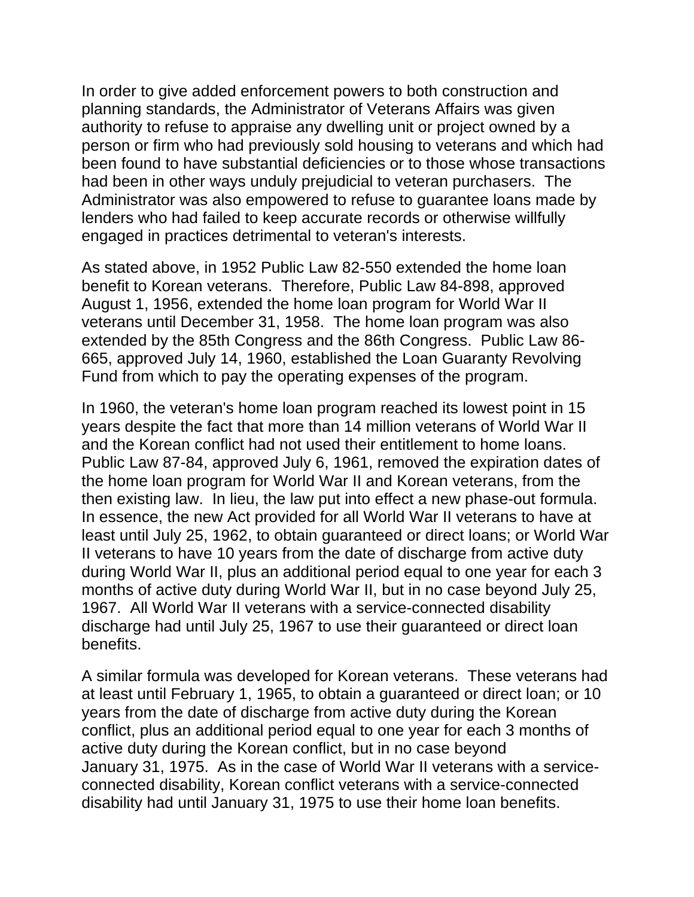In order to give added enforcement powers to both construction and planning standards, the Administrator of Veterans Affairs was given authority to refuse to appraise any dwelling unit or project owned by a person or firm who had previously sold housing to veterans and which had been found to have substantial deficiencies or to those whose transactions had been in other ways unduly prejudicial to veteran purchasers. The Administrator was also empowered to refuse to guarantee loans made by lenders who had failed to keep accurate records or otherwise willfully engaged in practices detrimental to veteran's interests.

As stated above, in 1952 Public Law 82-550 extended the home loan benefit to Korean veterans. Therefore, Public Law 84-898, approved August 1, 1956, extended the home loan program for World War II veterans until December 31, 1958. The home loan program was also extended by the 85th Congress and the 86th Congress. Public Law 86-665, approved July 14, 1960, established the Loan Guaranty Revolving Fund from which to pay the operating expenses of the program.

In 1960, the veteran's home loan program reached its lowest point in 15 years despite the fact that more than 14 million veterans of World War II and the Korean conflict had not used their entitlement to home loans. Public Law 87-84, approved July 6, 1961, removed the expiration dates of the home loan program for World War II and Korean veterans, from the then existing law. In lieu, the law put into effect a new phase-out formula. In essence, the new Act provided for all World War II veterans to have at least until July 25, 1962, to obtain guaranteed or direct loans; or World War II veterans to have 10 years from the date of discharge from active duty during World War II, plus an additional period equal to one year for each 3 months of active duty during World War II, but in no case beyond July 25, 1967. All World War II veterans with a service-connected disability discharge had until July 25, 1967 to use their guaranteed or direct loan benefits.

A similar formula was developed for Korean veterans. These veterans had at least until February 1, 1965, to obtain a guaranteed or direct loan; or 10 years from the date of discharge from active duty during the Korean conflict, plus an additional period equal to one year for each 3 months of active duty during the Korean conflict, but in no case beyond January 31, 1975. As in the case of World War II veterans with a service-connected disability, Korean conflict veterans with a service-connected disability had until January 31, 1975 to use their home loan benefits.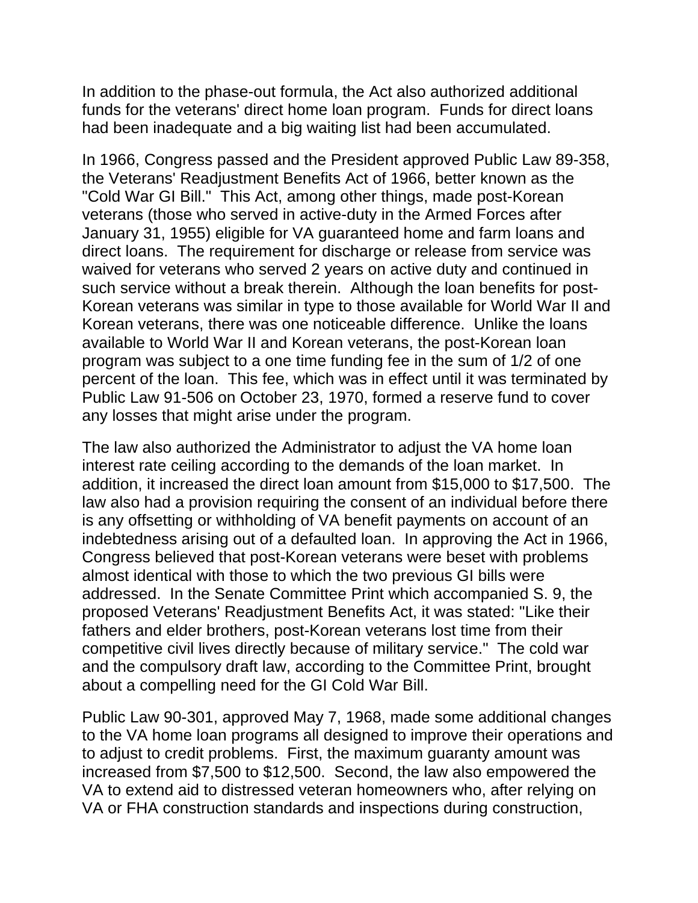In addition to the phase-out formula, the Act also authorized additional funds for the veterans' direct home loan program. Funds for direct loans had been inadequate and a big waiting list had been accumulated.

In 1966, Congress passed and the President approved Public Law 89-358, the Veterans' Readjustment Benefits Act of 1966, better known as the "Cold War GI Bill." This Act, among other things, made post-Korean veterans (those who served in active-duty in the Armed Forces after January 31, 1955) eligible for VA guaranteed home and farm loans and direct loans. The requirement for discharge or release from service was waived for veterans who served 2 years on active duty and continued in such service without a break therein. Although the loan benefits for post-Korean veterans was similar in type to those available for World War II and Korean veterans, there was one noticeable difference. Unlike the loans available to World War II and Korean veterans, the post-Korean loan program was subject to a one time funding fee in the sum of 1/2 of one percent of the loan. This fee, which was in effect until it was terminated by Public Law 91-506 on October 23, 1970, formed a reserve fund to cover any losses that might arise under the program.

The law also authorized the Administrator to adjust the VA home loan interest rate ceiling according to the demands of the loan market. In addition, it increased the direct loan amount from $15,000 to $17,500. The law also had a provision requiring the consent of an individual before there is any offsetting or withholding of VA benefit payments on account of an indebtedness arising out of a defaulted loan. In approving the Act in 1966, Congress believed that post-Korean veterans were beset with problems almost identical with those to which the two previous GI bills were addressed. In the Senate Committee Print which accompanied S. 9, the proposed Veterans' Readjustment Benefits Act, it was stated: "Like their fathers and elder brothers, post-Korean veterans lost time from their competitive civil lives directly because of military service." The cold war and the compulsory draft law, according to the Committee Print, brought about a compelling need for the GI Cold War Bill.

Public Law 90-301, approved May 7, 1968, made some additional changes to the VA home loan programs all designed to improve their operations and to adjust to credit problems. First, the maximum guaranty amount was increased from $7,500 to $12,500. Second, the law also empowered the VA to extend aid to distressed veteran homeowners who, after relying on VA or FHA construction standards and inspections during construction,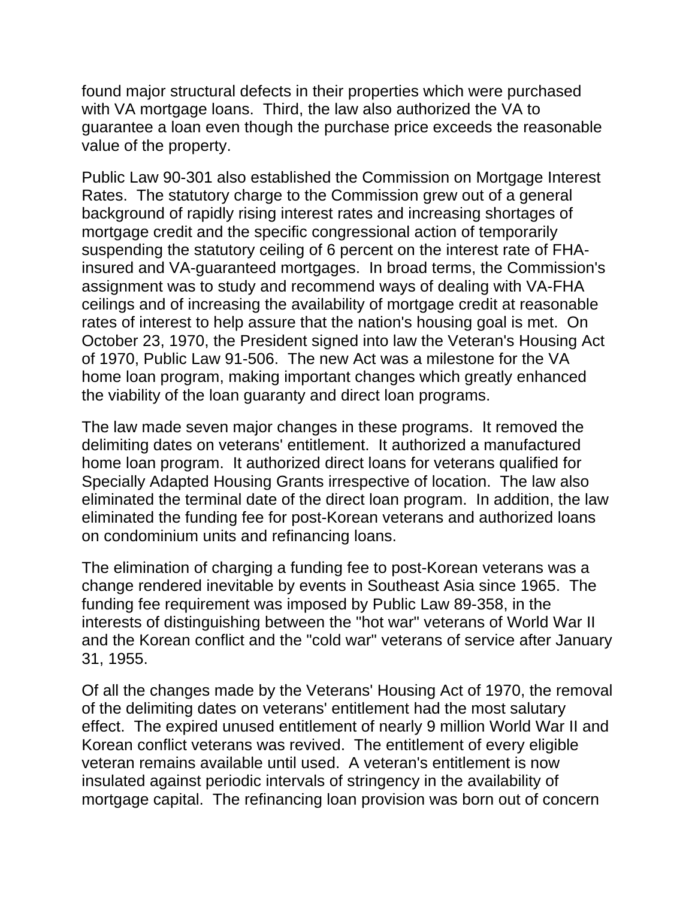found major structural defects in their properties which were purchased with VA mortgage loans. Third, the law also authorized the VA to guarantee a loan even though the purchase price exceeds the reasonable value of the property.

Public Law 90-301 also established the Commission on Mortgage Interest Rates. The statutory charge to the Commission grew out of a general background of rapidly rising interest rates and increasing shortages of mortgage credit and the specific congressional action of temporarily suspending the statutory ceiling of 6 percent on the interest rate of FHA-insured and VA-guaranteed mortgages. In broad terms, the Commission's assignment was to study and recommend ways of dealing with VA-FHA ceilings and of increasing the availability of mortgage credit at reasonable rates of interest to help assure that the nation's housing goal is met. On October 23, 1970, the President signed into law the Veteran's Housing Act of 1970, Public Law 91-506. The new Act was a milestone for the VA home loan program, making important changes which greatly enhanced the viability of the loan guaranty and direct loan programs.

The law made seven major changes in these programs. It removed the delimiting dates on veterans' entitlement. It authorized a manufactured home loan program. It authorized direct loans for veterans qualified for Specially Adapted Housing Grants irrespective of location. The law also eliminated the terminal date of the direct loan program. In addition, the law eliminated the funding fee for post-Korean veterans and authorized loans on condominium units and refinancing loans.

The elimination of charging a funding fee to post-Korean veterans was a change rendered inevitable by events in Southeast Asia since 1965. The funding fee requirement was imposed by Public Law 89-358, in the interests of distinguishing between the "hot war" veterans of World War II and the Korean conflict and the "cold war" veterans of service after January 31, 1955.

Of all the changes made by the Veterans' Housing Act of 1970, the removal of the delimiting dates on veterans' entitlement had the most salutary effect. The expired unused entitlement of nearly 9 million World War II and Korean conflict veterans was revived. The entitlement of every eligible veteran remains available until used. A veteran's entitlement is now insulated against periodic intervals of stringency in the availability of mortgage capital. The refinancing loan provision was born out of concern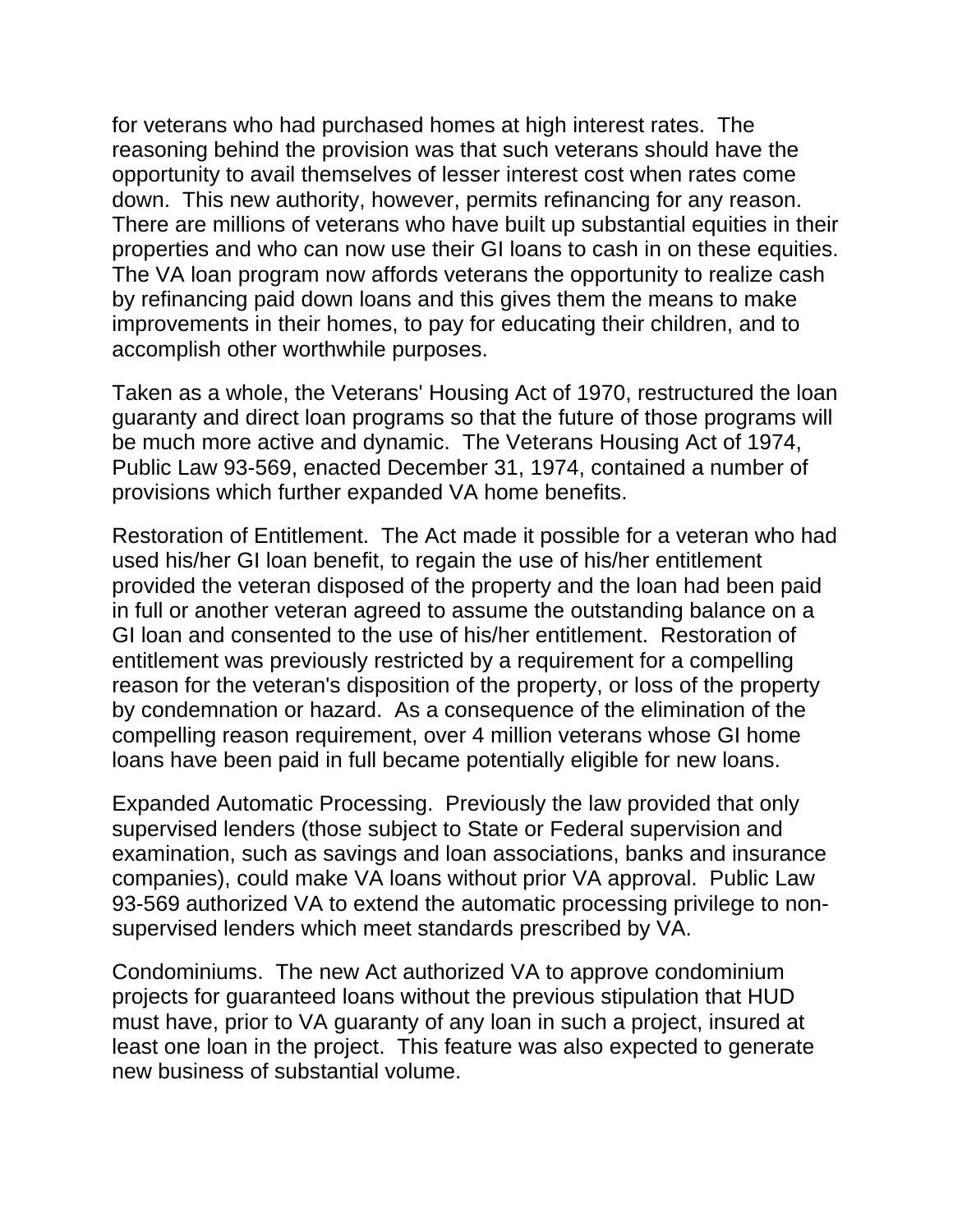for veterans who had purchased homes at high interest rates. The reasoning behind the provision was that such veterans should have the opportunity to avail themselves of lesser interest cost when rates come down. This new authority, however, permits refinancing for any reason. There are millions of veterans who have built up substantial equities in their properties and who can now use their GI loans to cash in on these equities. The VA loan program now affords veterans the opportunity to realize cash by refinancing paid down loans and this gives them the means to make improvements in their homes, to pay for educating their children, and to accomplish other worthwhile purposes.

Taken as a whole, the Veterans' Housing Act of 1970, restructured the loan guaranty and direct loan programs so that the future of those programs will be much more active and dynamic. The Veterans Housing Act of 1974, Public Law 93-569, enacted December 31, 1974, contained a number of provisions which further expanded VA home benefits.

Restoration of Entitlement. The Act made it possible for a veteran who had used his/her GI loan benefit, to regain the use of his/her entitlement provided the veteran disposed of the property and the loan had been paid in full or another veteran agreed to assume the outstanding balance on a GI loan and consented to the use of his/her entitlement. Restoration of entitlement was previously restricted by a requirement for a compelling reason for the veteran's disposition of the property, or loss of the property by condemnation or hazard. As a consequence of the elimination of the compelling reason requirement, over 4 million veterans whose GI home loans have been paid in full became potentially eligible for new loans.

Expanded Automatic Processing. Previously the law provided that only supervised lenders (those subject to State or Federal supervision and examination, such as savings and loan associations, banks and insurance companies), could make VA loans without prior VA approval. Public Law 93-569 authorized VA to extend the automatic processing privilege to non-supervised lenders which meet standards prescribed by VA.

Condominiums. The new Act authorized VA to approve condominium projects for guaranteed loans without the previous stipulation that HUD must have, prior to VA guaranty of any loan in such a project, insured at least one loan in the project. This feature was also expected to generate new business of substantial volume.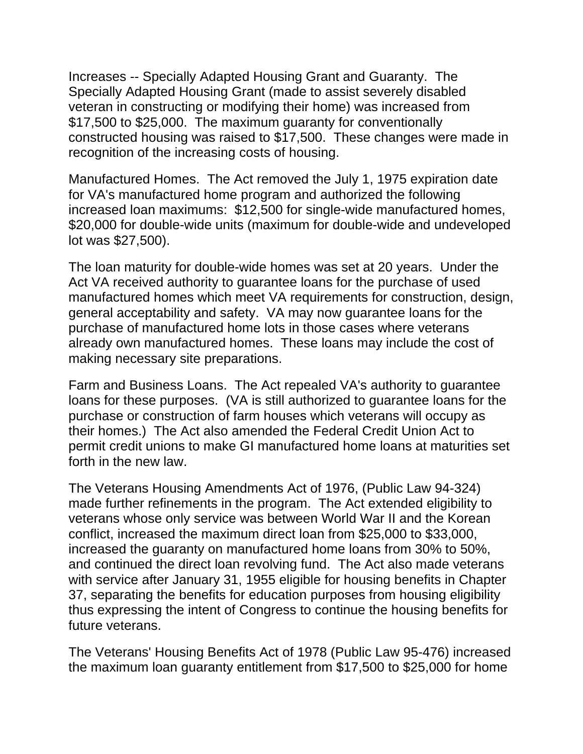Increases -- Specially Adapted Housing Grant and Guaranty. The Specially Adapted Housing Grant (made to assist severely disabled veteran in constructing or modifying their home) was increased from $17,500 to $25,000. The maximum guaranty for conventionally constructed housing was raised to $17,500. These changes were made in recognition of the increasing costs of housing.

Manufactured Homes. The Act removed the July 1, 1975 expiration date for VA's manufactured home program and authorized the following increased loan maximums: $12,500 for single-wide manufactured homes, $20,000 for double-wide units (maximum for double-wide and undeveloped lot was $27,500).

The loan maturity for double-wide homes was set at 20 years. Under the Act VA received authority to guarantee loans for the purchase of used manufactured homes which meet VA requirements for construction, design, general acceptability and safety. VA may now guarantee loans for the purchase of manufactured home lots in those cases where veterans already own manufactured homes. These loans may include the cost of making necessary site preparations.

Farm and Business Loans. The Act repealed VA's authority to guarantee loans for these purposes. (VA is still authorized to guarantee loans for the purchase or construction of farm houses which veterans will occupy as their homes.) The Act also amended the Federal Credit Union Act to permit credit unions to make GI manufactured home loans at maturities set forth in the new law.

The Veterans Housing Amendments Act of 1976, (Public Law 94-324) made further refinements in the program. The Act extended eligibility to veterans whose only service was between World War II and the Korean conflict, increased the maximum direct loan from $25,000 to $33,000, increased the guaranty on manufactured home loans from 30% to 50%, and continued the direct loan revolving fund. The Act also made veterans with service after January 31, 1955 eligible for housing benefits in Chapter 37, separating the benefits for education purposes from housing eligibility thus expressing the intent of Congress to continue the housing benefits for future veterans.

The Veterans' Housing Benefits Act of 1978 (Public Law 95-476) increased the maximum loan guaranty entitlement from $17,500 to $25,000 for home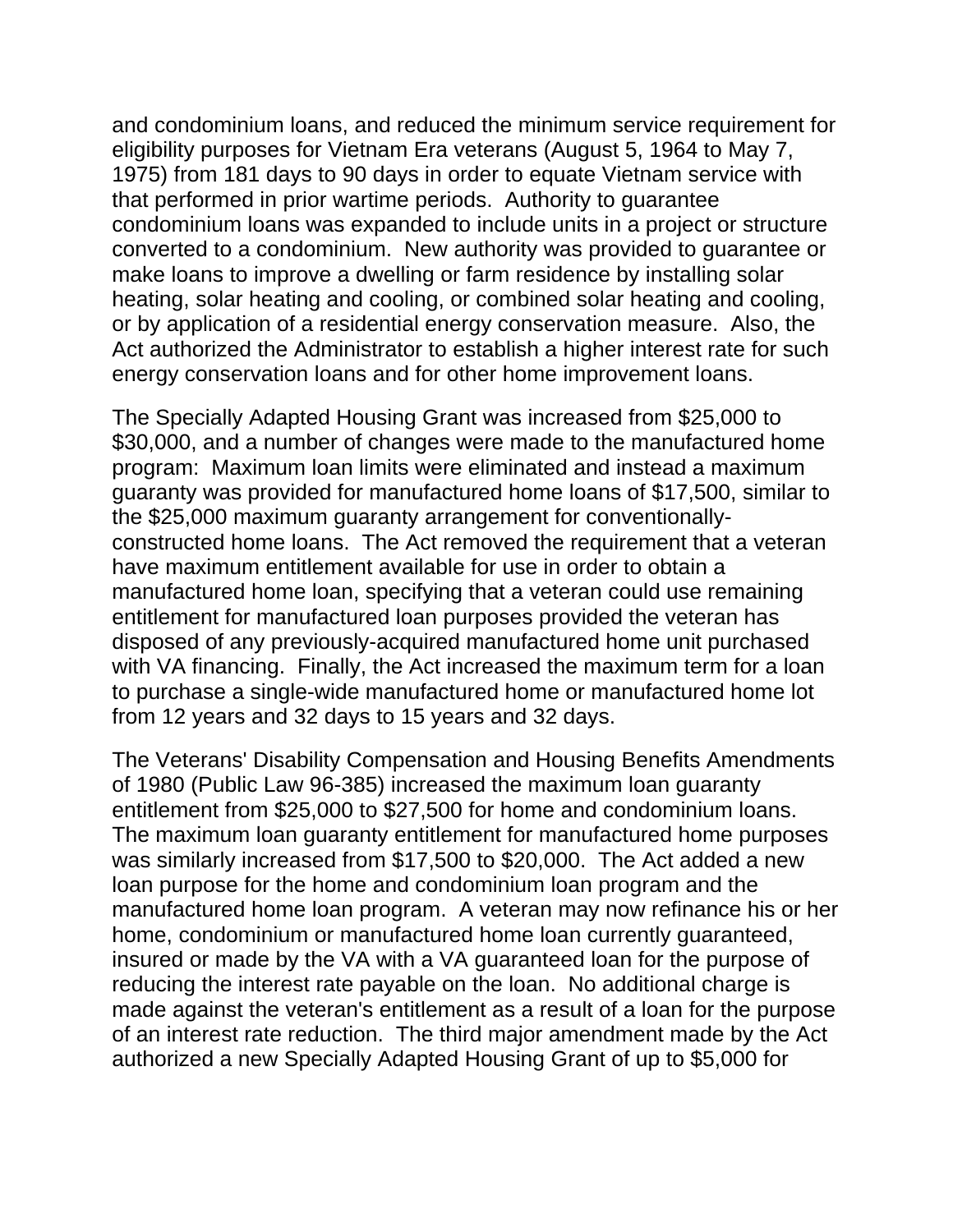and condominium loans, and reduced the minimum service requirement for eligibility purposes for Vietnam Era veterans (August 5, 1964 to May 7, 1975) from 181 days to 90 days in order to equate Vietnam service with that performed in prior wartime periods. Authority to guarantee condominium loans was expanded to include units in a project or structure converted to a condominium. New authority was provided to guarantee or make loans to improve a dwelling or farm residence by installing solar heating, solar heating and cooling, or combined solar heating and cooling, or by application of a residential energy conservation measure. Also, the Act authorized the Administrator to establish a higher interest rate for such energy conservation loans and for other home improvement loans.

The Specially Adapted Housing Grant was increased from $25,000 to $30,000, and a number of changes were made to the manufactured home program: Maximum loan limits were eliminated and instead a maximum guaranty was provided for manufactured home loans of $17,500, similar to the $25,000 maximum guaranty arrangement for conventionally-constructed home loans. The Act removed the requirement that a veteran have maximum entitlement available for use in order to obtain a manufactured home loan, specifying that a veteran could use remaining entitlement for manufactured loan purposes provided the veteran has disposed of any previously-acquired manufactured home unit purchased with VA financing. Finally, the Act increased the maximum term for a loan to purchase a single-wide manufactured home or manufactured home lot from 12 years and 32 days to 15 years and 32 days.

The Veterans' Disability Compensation and Housing Benefits Amendments of 1980 (Public Law 96-385) increased the maximum loan guaranty entitlement from $25,000 to $27,500 for home and condominium loans. The maximum loan guaranty entitlement for manufactured home purposes was similarly increased from $17,500 to $20,000. The Act added a new loan purpose for the home and condominium loan program and the manufactured home loan program. A veteran may now refinance his or her home, condominium or manufactured home loan currently guaranteed, insured or made by the VA with a VA guaranteed loan for the purpose of reducing the interest rate payable on the loan. No additional charge is made against the veteran's entitlement as a result of a loan for the purpose of an interest rate reduction. The third major amendment made by the Act authorized a new Specially Adapted Housing Grant of up to $5,000 for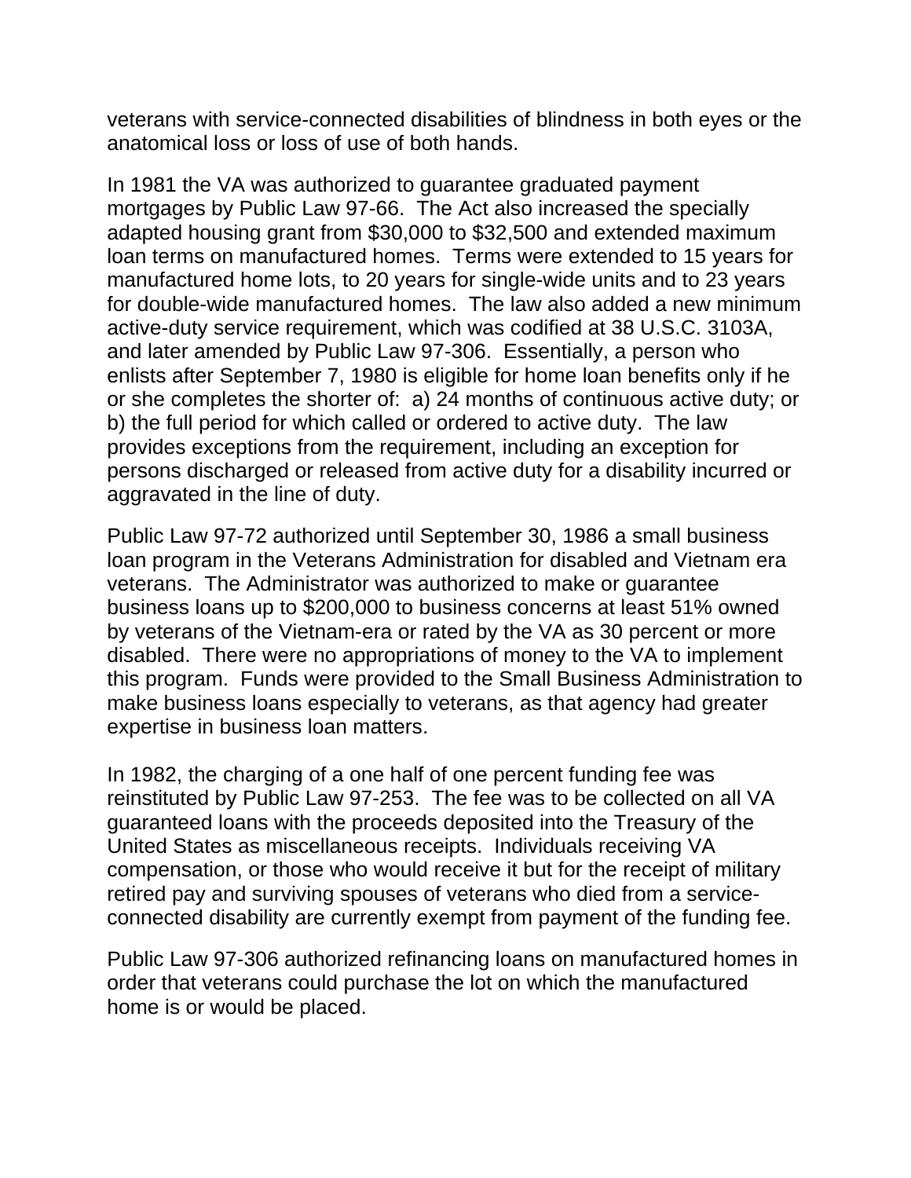veterans with service-connected disabilities of blindness in both eyes or the anatomical loss or loss of use of both hands.

In 1981 the VA was authorized to guarantee graduated payment mortgages by Public Law 97-66. The Act also increased the specially adapted housing grant from $30,000 to $32,500 and extended maximum loan terms on manufactured homes. Terms were extended to 15 years for manufactured home lots, to 20 years for single-wide units and to 23 years for double-wide manufactured homes. The law also added a new minimum active-duty service requirement, which was codified at 38 U.S.C. 3103A, and later amended by Public Law 97-306. Essentially, a person who enlists after September 7, 1980 is eligible for home loan benefits only if he or she completes the shorter of: a) 24 months of continuous active duty; or b) the full period for which called or ordered to active duty. The law provides exceptions from the requirement, including an exception for persons discharged or released from active duty for a disability incurred or aggravated in the line of duty.

Public Law 97-72 authorized until September 30, 1986 a small business loan program in the Veterans Administration for disabled and Vietnam era veterans. The Administrator was authorized to make or guarantee business loans up to $200,000 to business concerns at least 51% owned by veterans of the Vietnam-era or rated by the VA as 30 percent or more disabled. There were no appropriations of money to the VA to implement this program. Funds were provided to the Small Business Administration to make business loans especially to veterans, as that agency had greater expertise in business loan matters.

In 1982, the charging of a one half of one percent funding fee was reinstituted by Public Law 97-253. The fee was to be collected on all VA guaranteed loans with the proceeds deposited into the Treasury of the United States as miscellaneous receipts. Individuals receiving VA compensation, or those who would receive it but for the receipt of military retired pay and surviving spouses of veterans who died from a service-connected disability are currently exempt from payment of the funding fee.

Public Law 97-306 authorized refinancing loans on manufactured homes in order that veterans could purchase the lot on which the manufactured home is or would be placed.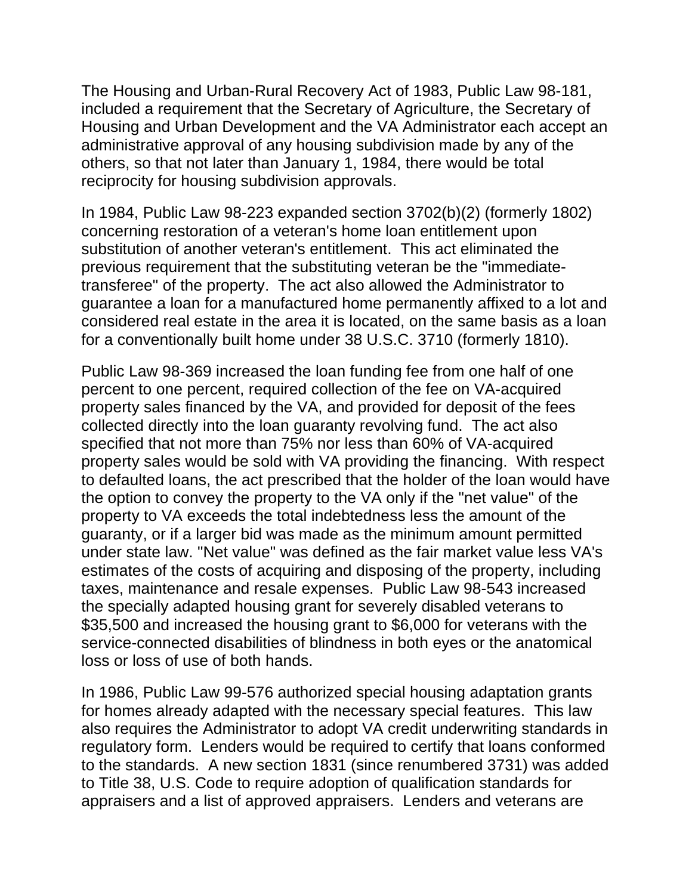The Housing and Urban-Rural Recovery Act of 1983, Public Law 98-181, included a requirement that the Secretary of Agriculture, the Secretary of Housing and Urban Development and the VA Administrator each accept an administrative approval of any housing subdivision made by any of the others, so that not later than January 1, 1984, there would be total reciprocity for housing subdivision approvals.

In 1984, Public Law 98-223 expanded section 3702(b)(2) (formerly 1802) concerning restoration of a veteran's home loan entitlement upon substitution of another veteran's entitlement. This act eliminated the previous requirement that the substituting veteran be the "immediate-transferee" of the property. The act also allowed the Administrator to guarantee a loan for a manufactured home permanently affixed to a lot and considered real estate in the area it is located, on the same basis as a loan for a conventionally built home under 38 U.S.C. 3710 (formerly 1810).

Public Law 98-369 increased the loan funding fee from one half of one percent to one percent, required collection of the fee on VA-acquired property sales financed by the VA, and provided for deposit of the fees collected directly into the loan guaranty revolving fund. The act also specified that not more than 75% nor less than 60% of VA-acquired property sales would be sold with VA providing the financing. With respect to defaulted loans, the act prescribed that the holder of the loan would have the option to convey the property to the VA only if the "net value" of the property to VA exceeds the total indebtedness less the amount of the guaranty, or if a larger bid was made as the minimum amount permitted under state law. "Net value" was defined as the fair market value less VA's estimates of the costs of acquiring and disposing of the property, including taxes, maintenance and resale expenses. Public Law 98-543 increased the specially adapted housing grant for severely disabled veterans to $35,500 and increased the housing grant to $6,000 for veterans with the service-connected disabilities of blindness in both eyes or the anatomical loss or loss of use of both hands.

In 1986, Public Law 99-576 authorized special housing adaptation grants for homes already adapted with the necessary special features. This law also requires the Administrator to adopt VA credit underwriting standards in regulatory form. Lenders would be required to certify that loans conformed to the standards. A new section 1831 (since renumbered 3731) was added to Title 38, U.S. Code to require adoption of qualification standards for appraisers and a list of approved appraisers. Lenders and veterans are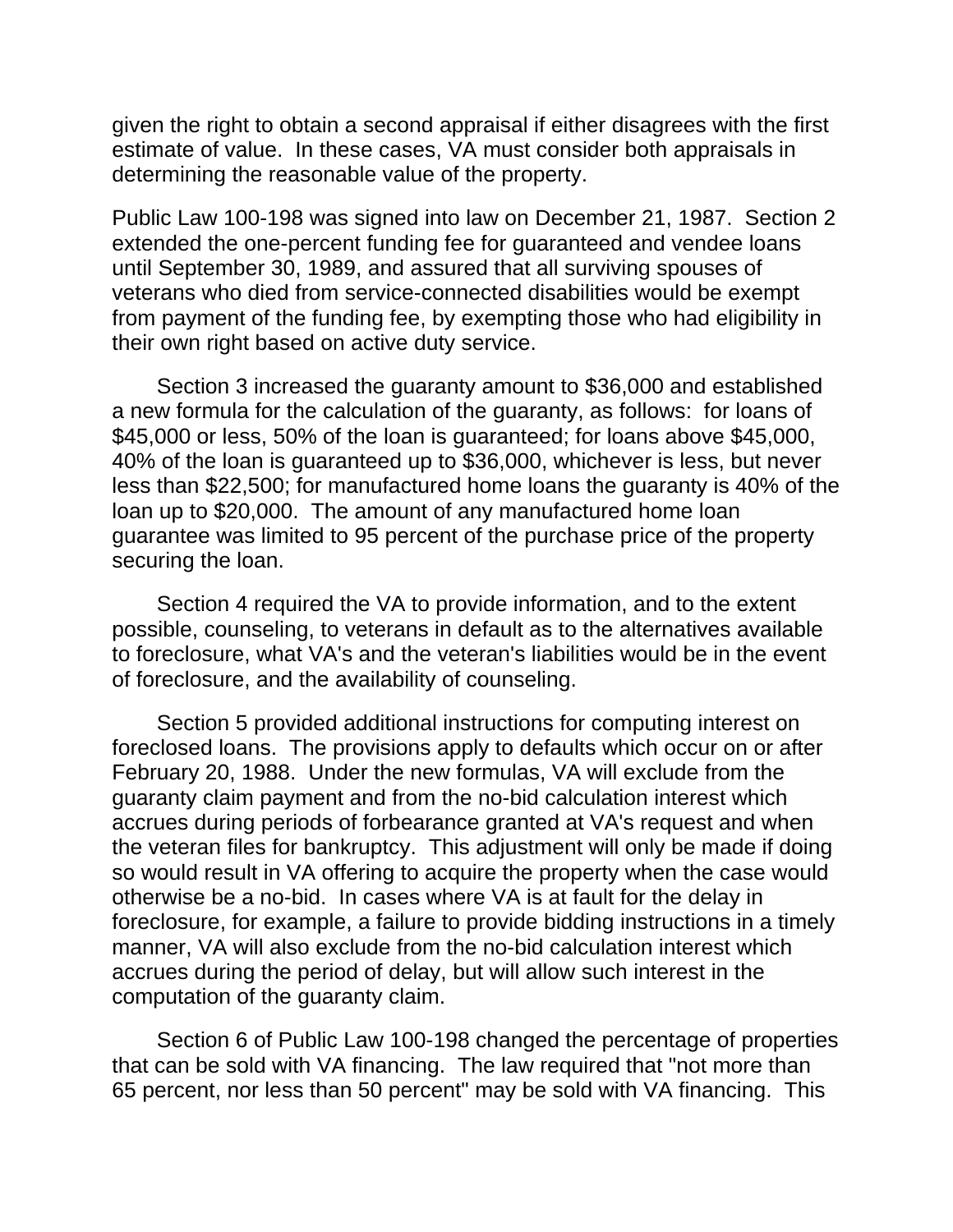given the right to obtain a second appraisal if either disagrees with the first estimate of value. In these cases, VA must consider both appraisals in determining the reasonable value of the property.

Public Law 100-198 was signed into law on December 21, 1987. Section 2 extended the one-percent funding fee for guaranteed and vendee loans until September 30, 1989, and assured that all surviving spouses of veterans who died from service-connected disabilities would be exempt from payment of the funding fee, by exempting those who had eligibility in their own right based on active duty service.

Section 3 increased the guaranty amount to $36,000 and established a new formula for the calculation of the guaranty, as follows: for loans of $45,000 or less, 50% of the loan is guaranteed; for loans above $45,000, 40% of the loan is guaranteed up to $36,000, whichever is less, but never less than $22,500; for manufactured home loans the guaranty is 40% of the loan up to $20,000. The amount of any manufactured home loan guarantee was limited to 95 percent of the purchase price of the property securing the loan.

Section 4 required the VA to provide information, and to the extent possible, counseling, to veterans in default as to the alternatives available to foreclosure, what VA's and the veteran's liabilities would be in the event of foreclosure, and the availability of counseling.

Section 5 provided additional instructions for computing interest on foreclosed loans. The provisions apply to defaults which occur on or after February 20, 1988. Under the new formulas, VA will exclude from the guaranty claim payment and from the no-bid calculation interest which accrues during periods of forbearance granted at VA's request and when the veteran files for bankruptcy. This adjustment will only be made if doing so would result in VA offering to acquire the property when the case would otherwise be a no-bid. In cases where VA is at fault for the delay in foreclosure, for example, a failure to provide bidding instructions in a timely manner, VA will also exclude from the no-bid calculation interest which accrues during the period of delay, but will allow such interest in the computation of the guaranty claim.

Section 6 of Public Law 100-198 changed the percentage of properties that can be sold with VA financing. The law required that "not more than 65 percent, nor less than 50 percent" may be sold with VA financing. This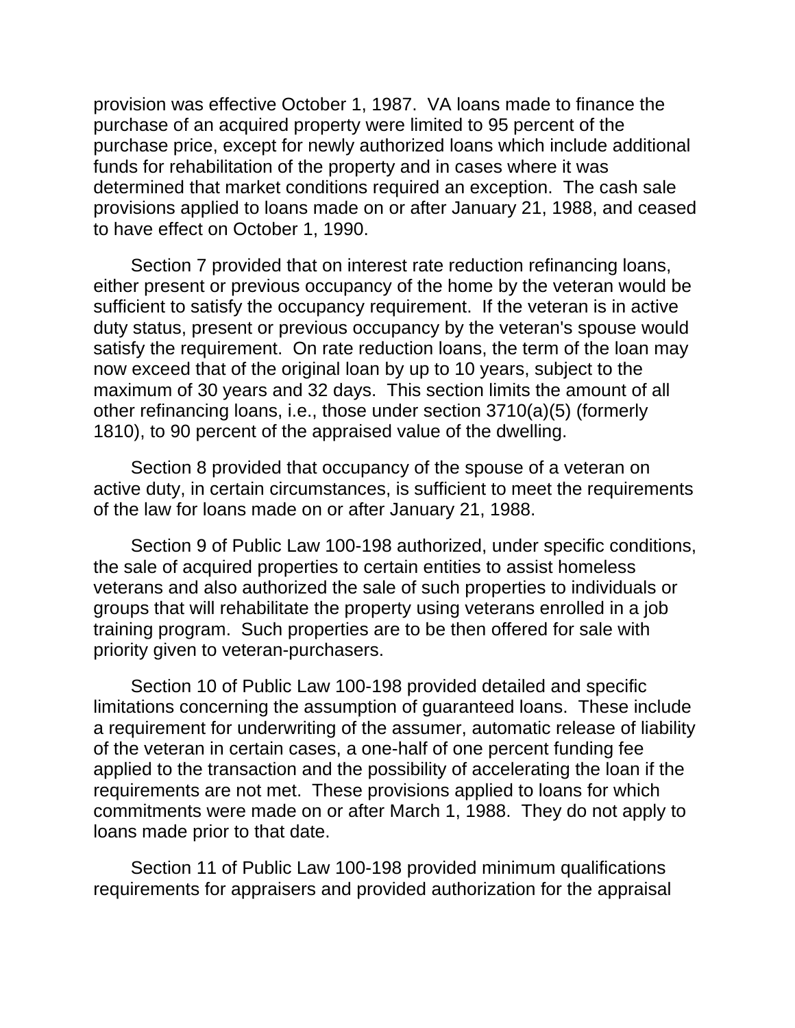provision was effective October 1, 1987. VA loans made to finance the purchase of an acquired property were limited to 95 percent of the purchase price, except for newly authorized loans which include additional funds for rehabilitation of the property and in cases where it was determined that market conditions required an exception. The cash sale provisions applied to loans made on or after January 21, 1988, and ceased to have effect on October 1, 1990.

Section 7 provided that on interest rate reduction refinancing loans, either present or previous occupancy of the home by the veteran would be sufficient to satisfy the occupancy requirement. If the veteran is in active duty status, present or previous occupancy by the veteran's spouse would satisfy the requirement. On rate reduction loans, the term of the loan may now exceed that of the original loan by up to 10 years, subject to the maximum of 30 years and 32 days. This section limits the amount of all other refinancing loans, i.e., those under section 3710(a)(5) (formerly 1810), to 90 percent of the appraised value of the dwelling.

Section 8 provided that occupancy of the spouse of a veteran on active duty, in certain circumstances, is sufficient to meet the requirements of the law for loans made on or after January 21, 1988.

Section 9 of Public Law 100-198 authorized, under specific conditions, the sale of acquired properties to certain entities to assist homeless veterans and also authorized the sale of such properties to individuals or groups that will rehabilitate the property using veterans enrolled in a job training program. Such properties are to be then offered for sale with priority given to veteran-purchasers.

Section 10 of Public Law 100-198 provided detailed and specific limitations concerning the assumption of guaranteed loans. These include a requirement for underwriting of the assumer, automatic release of liability of the veteran in certain cases, a one-half of one percent funding fee applied to the transaction and the possibility of accelerating the loan if the requirements are not met. These provisions applied to loans for which commitments were made on or after March 1, 1988. They do not apply to loans made prior to that date.

Section 11 of Public Law 100-198 provided minimum qualifications requirements for appraisers and provided authorization for the appraisal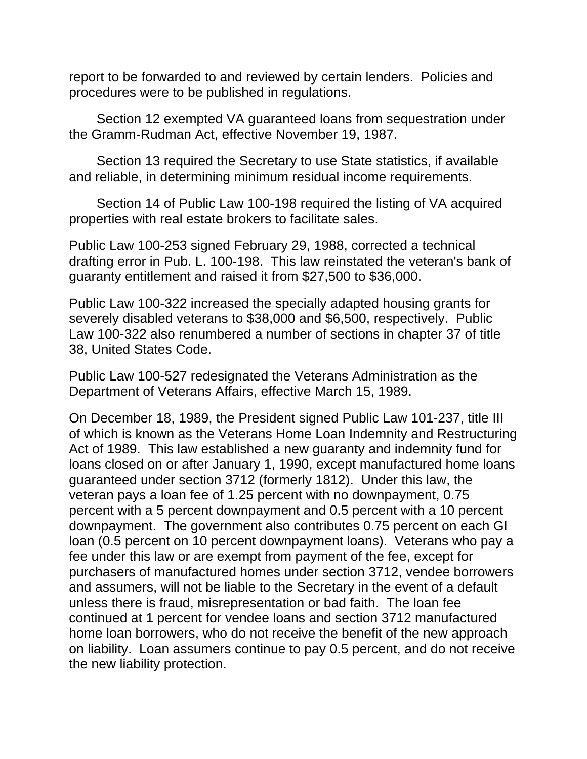report to be forwarded to and reviewed by certain lenders. Policies and procedures were to be published in regulations.

Section 12 exempted VA guaranteed loans from sequestration under the Gramm-Rudman Act, effective November 19, 1987.

Section 13 required the Secretary to use State statistics, if available and reliable, in determining minimum residual income requirements.

Section 14 of Public Law 100-198 required the listing of VA acquired properties with real estate brokers to facilitate sales.

Public Law 100-253 signed February 29, 1988, corrected a technical drafting error in Pub. L. 100-198. This law reinstated the veteran's bank of guaranty entitlement and raised it from $27,500 to $36,000.

Public Law 100-322 increased the specially adapted housing grants for severely disabled veterans to $38,000 and $6,500, respectively. Public Law 100-322 also renumbered a number of sections in chapter 37 of title 38, United States Code.

Public Law 100-527 redesignated the Veterans Administration as the Department of Veterans Affairs, effective March 15, 1989.

On December 18, 1989, the President signed Public Law 101-237, title III of which is known as the Veterans Home Loan Indemnity and Restructuring Act of 1989. This law established a new guaranty and indemnity fund for loans closed on or after January 1, 1990, except manufactured home loans guaranteed under section 3712 (formerly 1812). Under this law, the veteran pays a loan fee of 1.25 percent with no downpayment, 0.75 percent with a 5 percent downpayment and 0.5 percent with a 10 percent downpayment. The government also contributes 0.75 percent on each GI loan (0.5 percent on 10 percent downpayment loans). Veterans who pay a fee under this law or are exempt from payment of the fee, except for purchasers of manufactured homes under section 3712, vendee borrowers and assumers, will not be liable to the Secretary in the event of a default unless there is fraud, misrepresentation or bad faith. The loan fee continued at 1 percent for vendee loans and section 3712 manufactured home loan borrowers, who do not receive the benefit of the new approach on liability. Loan assumers continue to pay 0.5 percent, and do not receive the new liability protection.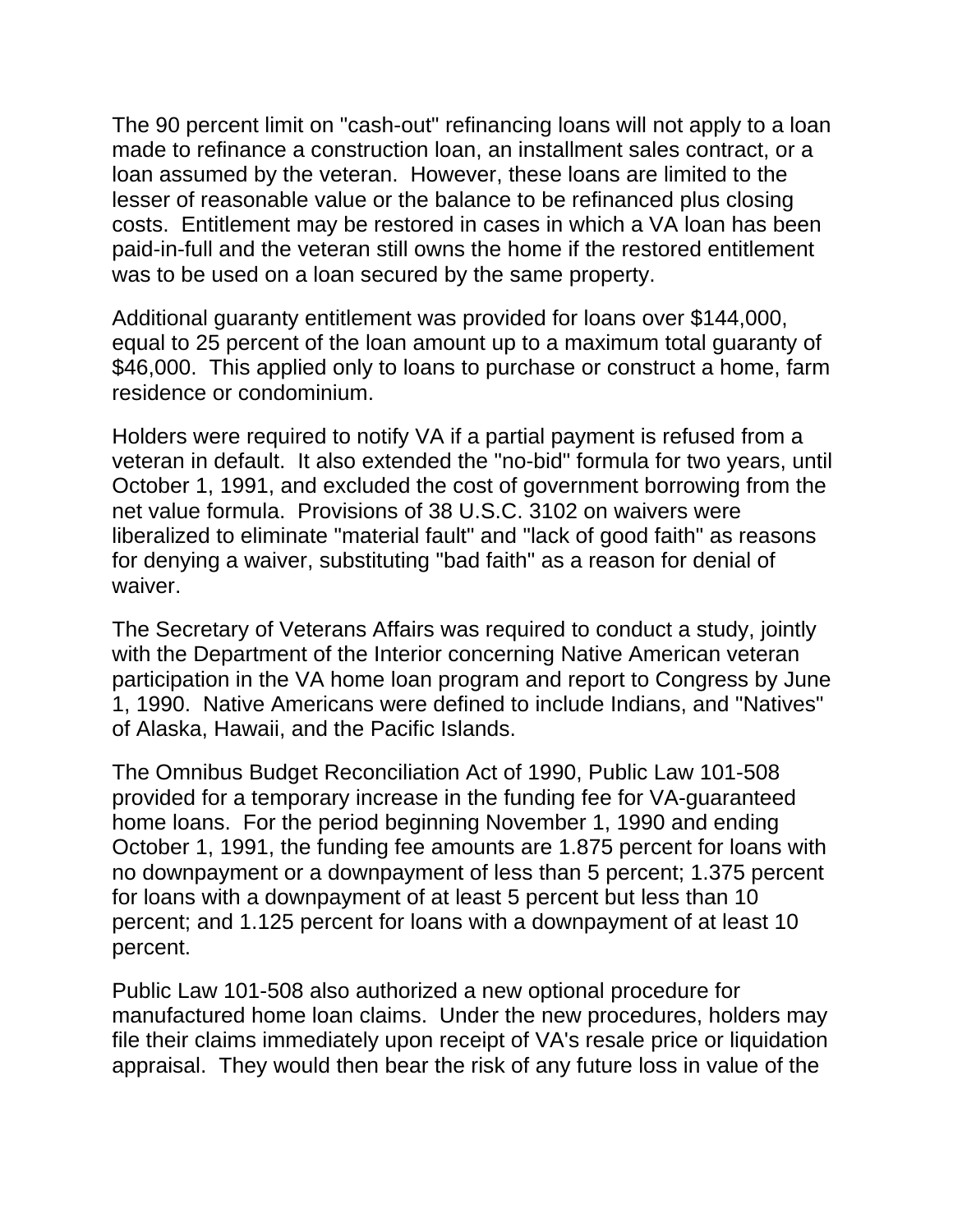The 90 percent limit on "cash-out" refinancing loans will not apply to a loan made to refinance a construction loan, an installment sales contract, or a loan assumed by the veteran. However, these loans are limited to the lesser of reasonable value or the balance to be refinanced plus closing costs. Entitlement may be restored in cases in which a VA loan has been paid-in-full and the veteran still owns the home if the restored entitlement was to be used on a loan secured by the same property.

Additional guaranty entitlement was provided for loans over $144,000, equal to 25 percent of the loan amount up to a maximum total guaranty of $46,000. This applied only to loans to purchase or construct a home, farm residence or condominium.

Holders were required to notify VA if a partial payment is refused from a veteran in default. It also extended the "no-bid" formula for two years, until October 1, 1991, and excluded the cost of government borrowing from the net value formula. Provisions of 38 U.S.C. 3102 on waivers were liberalized to eliminate "material fault" and "lack of good faith" as reasons for denying a waiver, substituting "bad faith" as a reason for denial of waiver.

The Secretary of Veterans Affairs was required to conduct a study, jointly with the Department of the Interior concerning Native American veteran participation in the VA home loan program and report to Congress by June 1, 1990. Native Americans were defined to include Indians, and "Natives" of Alaska, Hawaii, and the Pacific Islands.

The Omnibus Budget Reconciliation Act of 1990, Public Law 101-508 provided for a temporary increase in the funding fee for VA-guaranteed home loans. For the period beginning November 1, 1990 and ending October 1, 1991, the funding fee amounts are 1.875 percent for loans with no downpayment or a downpayment of less than 5 percent; 1.375 percent for loans with a downpayment of at least 5 percent but less than 10 percent; and 1.125 percent for loans with a downpayment of at least 10 percent.

Public Law 101-508 also authorized a new optional procedure for manufactured home loan claims. Under the new procedures, holders may file their claims immediately upon receipt of VA's resale price or liquidation appraisal. They would then bear the risk of any future loss in value of the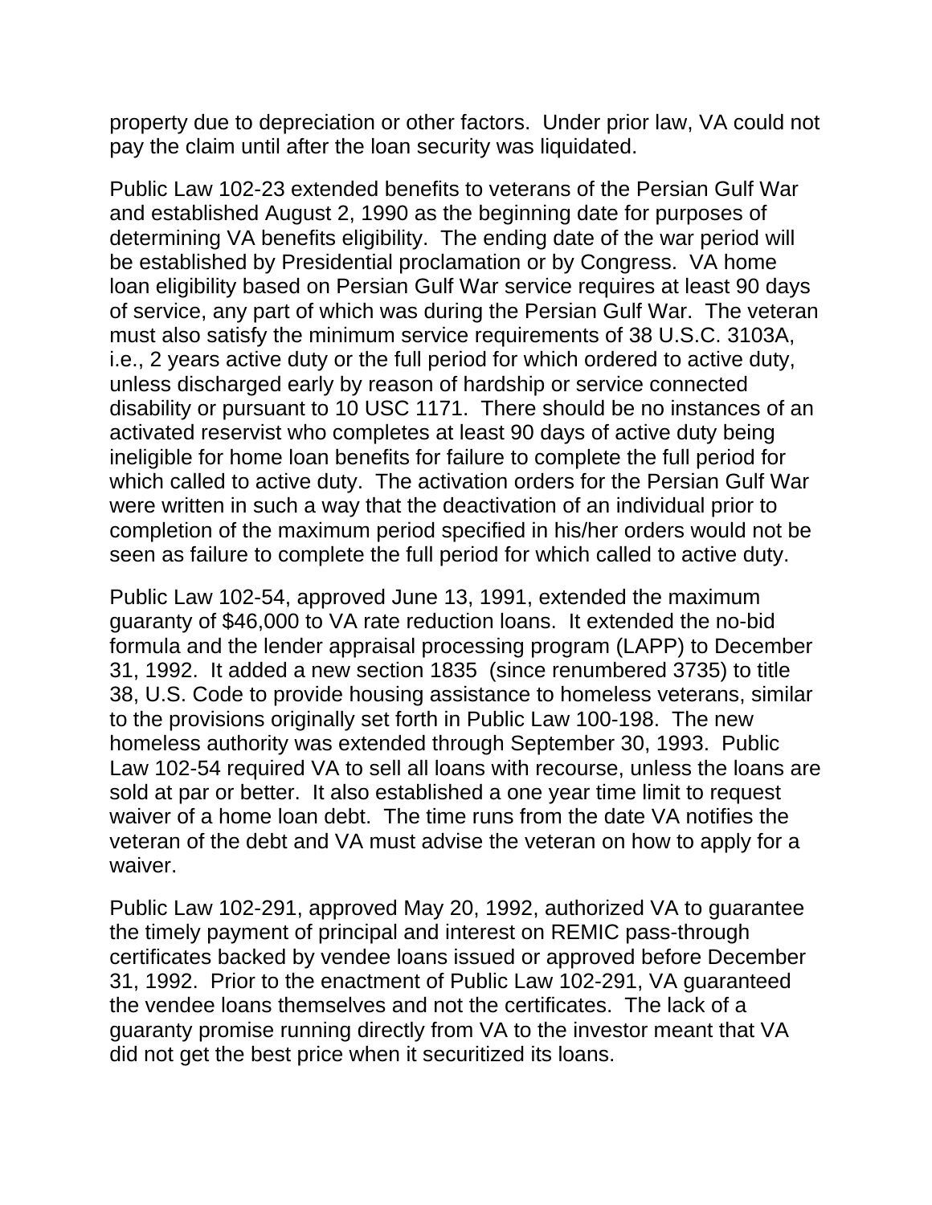property due to depreciation or other factors. Under prior law, VA could not pay the claim until after the loan security was liquidated.

Public Law 102-23 extended benefits to veterans of the Persian Gulf War and established August 2, 1990 as the beginning date for purposes of determining VA benefits eligibility. The ending date of the war period will be established by Presidential proclamation or by Congress. VA home loan eligibility based on Persian Gulf War service requires at least 90 days of service, any part of which was during the Persian Gulf War. The veteran must also satisfy the minimum service requirements of 38 U.S.C. 3103A, i.e., 2 years active duty or the full period for which ordered to active duty, unless discharged early by reason of hardship or service connected disability or pursuant to 10 USC 1171. There should be no instances of an activated reservist who completes at least 90 days of active duty being ineligible for home loan benefits for failure to complete the full period for which called to active duty. The activation orders for the Persian Gulf War were written in such a way that the deactivation of an individual prior to completion of the maximum period specified in his/her orders would not be seen as failure to complete the full period for which called to active duty.

Public Law 102-54, approved June 13, 1991, extended the maximum guaranty of $46,000 to VA rate reduction loans. It extended the no-bid formula and the lender appraisal processing program (LAPP) to December 31, 1992. It added a new section 1835 (since renumbered 3735) to title 38, U.S. Code to provide housing assistance to homeless veterans, similar to the provisions originally set forth in Public Law 100-198. The new homeless authority was extended through September 30, 1993. Public Law 102-54 required VA to sell all loans with recourse, unless the loans are sold at par or better. It also established a one year time limit to request waiver of a home loan debt. The time runs from the date VA notifies the veteran of the debt and VA must advise the veteran on how to apply for a waiver.

Public Law 102-291, approved May 20, 1992, authorized VA to guarantee the timely payment of principal and interest on REMIC pass-through certificates backed by vendee loans issued or approved before December 31, 1992. Prior to the enactment of Public Law 102-291, VA guaranteed the vendee loans themselves and not the certificates. The lack of a guaranty promise running directly from VA to the investor meant that VA did not get the best price when it securitized its loans.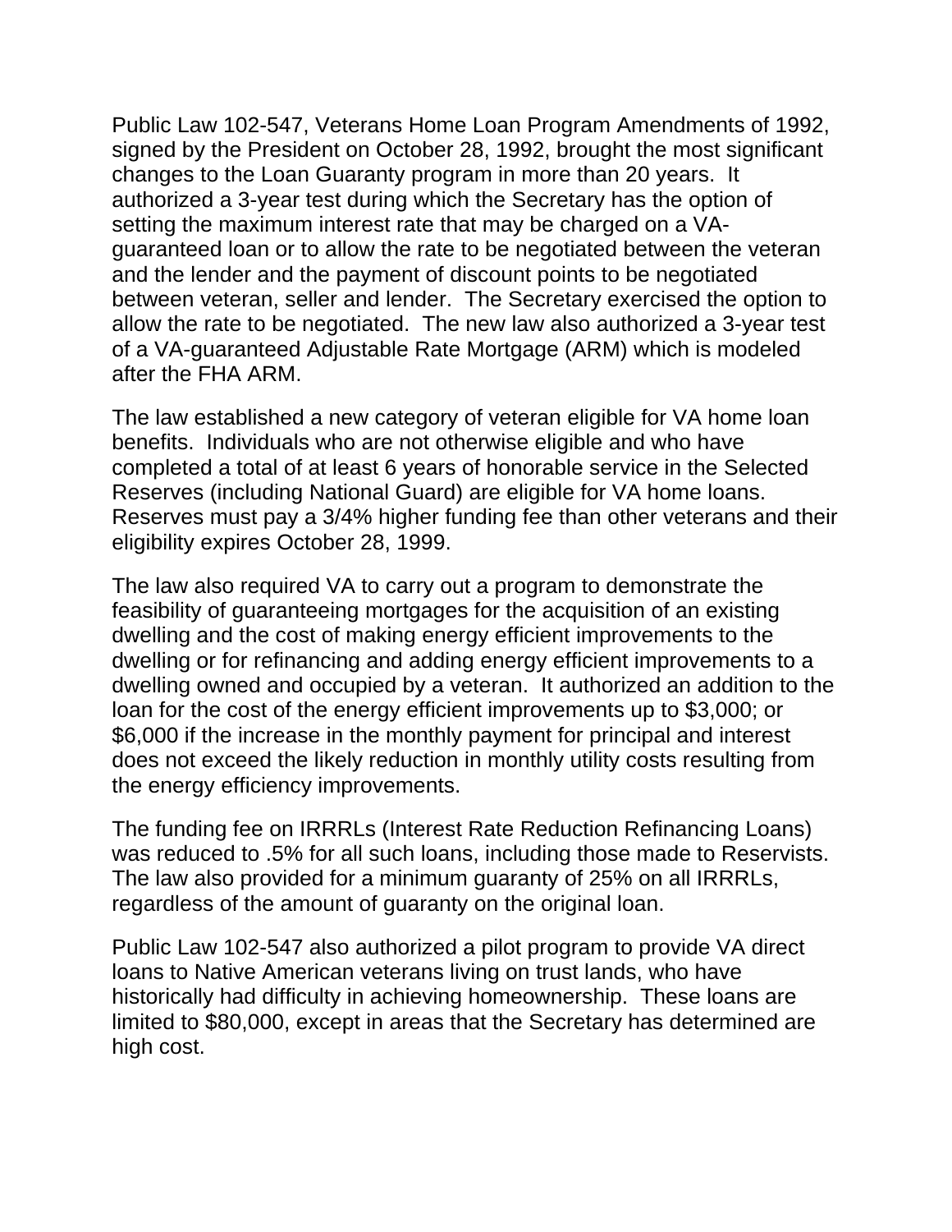Public Law 102-547, Veterans Home Loan Program Amendments of 1992, signed by the President on October 28, 1992, brought the most significant changes to the Loan Guaranty program in more than 20 years. It authorized a 3-year test during which the Secretary has the option of setting the maximum interest rate that may be charged on a VA-guaranteed loan or to allow the rate to be negotiated between the veteran and the lender and the payment of discount points to be negotiated between veteran, seller and lender. The Secretary exercised the option to allow the rate to be negotiated. The new law also authorized a 3-year test of a VA-guaranteed Adjustable Rate Mortgage (ARM) which is modeled after the FHA ARM.

The law established a new category of veteran eligible for VA home loan benefits. Individuals who are not otherwise eligible and who have completed a total of at least 6 years of honorable service in the Selected Reserves (including National Guard) are eligible for VA home loans. Reserves must pay a 3/4% higher funding fee than other veterans and their eligibility expires October 28, 1999.

The law also required VA to carry out a program to demonstrate the feasibility of guaranteeing mortgages for the acquisition of an existing dwelling and the cost of making energy efficient improvements to the dwelling or for refinancing and adding energy efficient improvements to a dwelling owned and occupied by a veteran. It authorized an addition to the loan for the cost of the energy efficient improvements up to $3,000; or $6,000 if the increase in the monthly payment for principal and interest does not exceed the likely reduction in monthly utility costs resulting from the energy efficiency improvements.

The funding fee on IRRRLs (Interest Rate Reduction Refinancing Loans) was reduced to .5% for all such loans, including those made to Reservists. The law also provided for a minimum guaranty of 25% on all IRRRLs, regardless of the amount of guaranty on the original loan.

Public Law 102-547 also authorized a pilot program to provide VA direct loans to Native American veterans living on trust lands, who have historically had difficulty in achieving homeownership. These loans are limited to $80,000, except in areas that the Secretary has determined are high cost.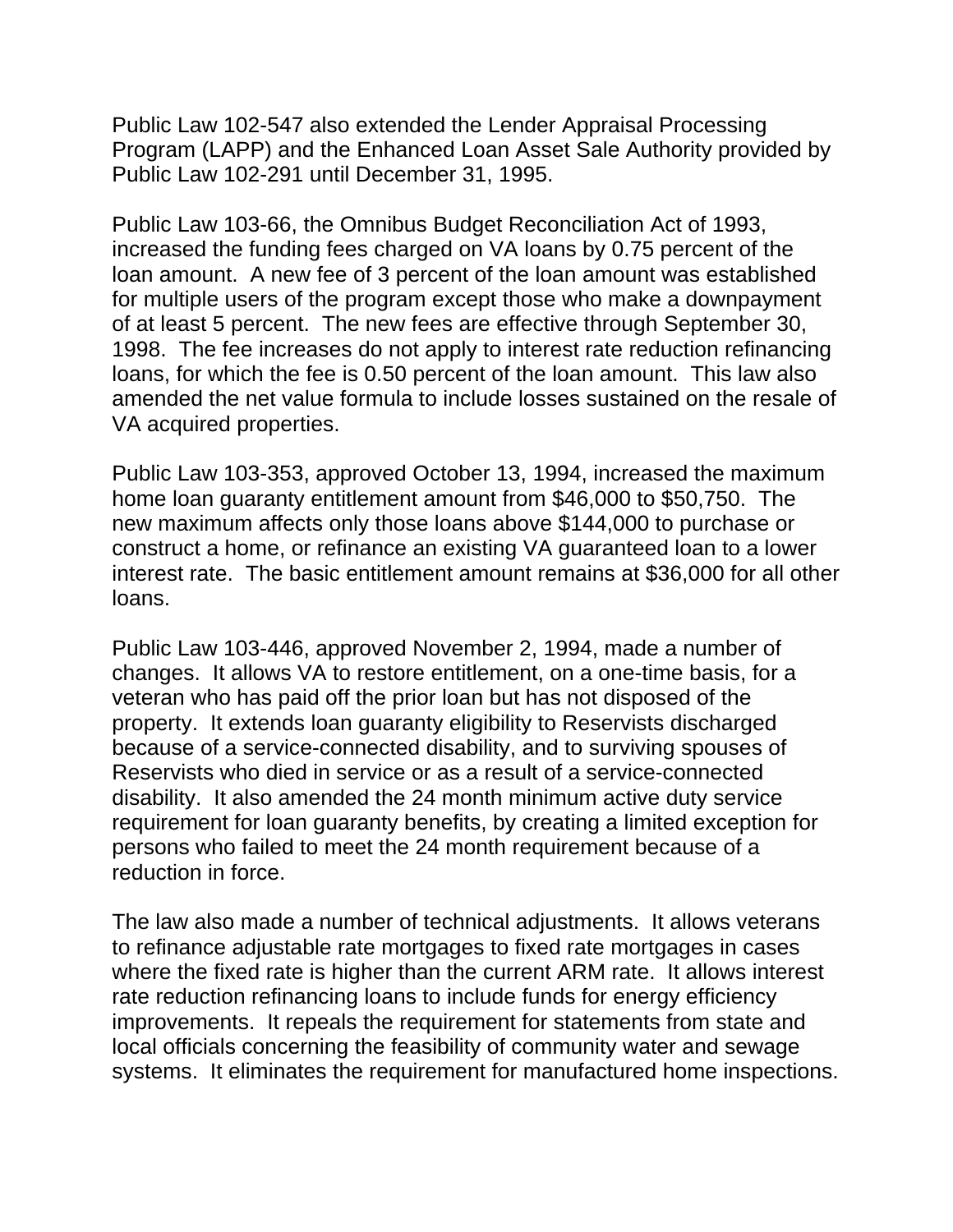Public Law 102-547 also extended the Lender Appraisal Processing Program (LAPP) and the Enhanced Loan Asset Sale Authority provided by Public Law 102-291 until December 31, 1995.

Public Law 103-66, the Omnibus Budget Reconciliation Act of 1993, increased the funding fees charged on VA loans by 0.75 percent of the loan amount. A new fee of 3 percent of the loan amount was established for multiple users of the program except those who make a downpayment of at least 5 percent. The new fees are effective through September 30, 1998. The fee increases do not apply to interest rate reduction refinancing loans, for which the fee is 0.50 percent of the loan amount. This law also amended the net value formula to include losses sustained on the resale of VA acquired properties.

Public Law 103-353, approved October 13, 1994, increased the maximum home loan guaranty entitlement amount from $46,000 to $50,750. The new maximum affects only those loans above $144,000 to purchase or construct a home, or refinance an existing VA guaranteed loan to a lower interest rate. The basic entitlement amount remains at $36,000 for all other loans.

Public Law 103-446, approved November 2, 1994, made a number of changes. It allows VA to restore entitlement, on a one-time basis, for a veteran who has paid off the prior loan but has not disposed of the property. It extends loan guaranty eligibility to Reservists discharged because of a service-connected disability, and to surviving spouses of Reservists who died in service or as a result of a service-connected disability. It also amended the 24 month minimum active duty service requirement for loan guaranty benefits, by creating a limited exception for persons who failed to meet the 24 month requirement because of a reduction in force.

The law also made a number of technical adjustments. It allows veterans to refinance adjustable rate mortgages to fixed rate mortgages in cases where the fixed rate is higher than the current ARM rate. It allows interest rate reduction refinancing loans to include funds for energy efficiency improvements. It repeals the requirement for statements from state and local officials concerning the feasibility of community water and sewage systems. It eliminates the requirement for manufactured home inspections.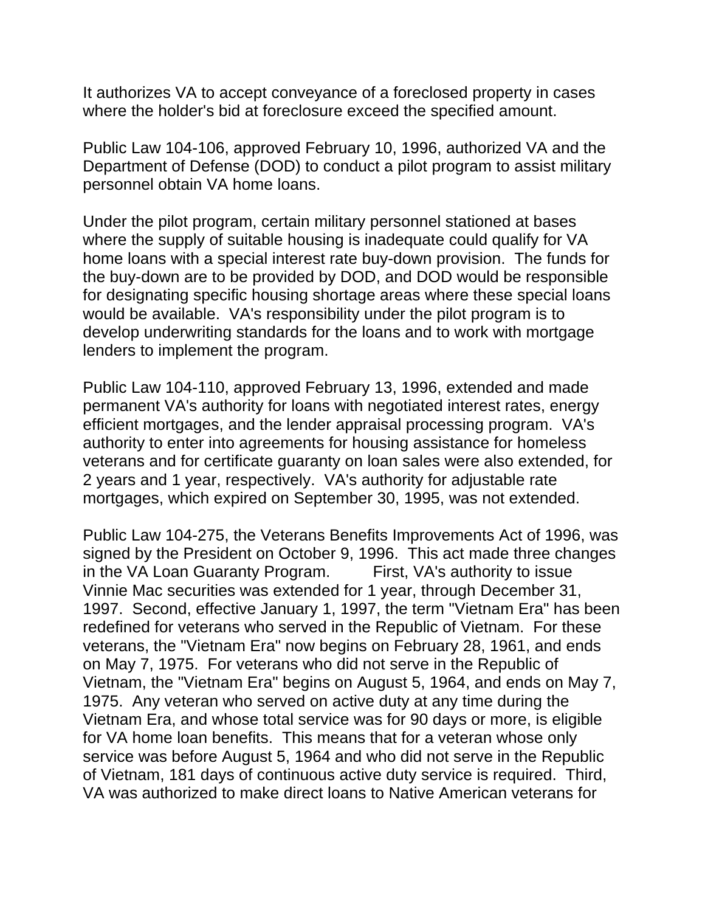It authorizes VA to accept conveyance of a foreclosed property in cases where the holder's bid at foreclosure exceed the specified amount.

Public Law 104-106, approved February 10, 1996, authorized VA and the Department of Defense (DOD) to conduct a pilot program to assist military personnel obtain VA home loans.

Under the pilot program, certain military personnel stationed at bases where the supply of suitable housing is inadequate could qualify for VA home loans with a special interest rate buy-down provision. The funds for the buy-down are to be provided by DOD, and DOD would be responsible for designating specific housing shortage areas where these special loans would be available. VA's responsibility under the pilot program is to develop underwriting standards for the loans and to work with mortgage lenders to implement the program.

Public Law 104-110, approved February 13, 1996, extended and made permanent VA's authority for loans with negotiated interest rates, energy efficient mortgages, and the lender appraisal processing program. VA's authority to enter into agreements for housing assistance for homeless veterans and for certificate guaranty on loan sales were also extended, for 2 years and 1 year, respectively. VA's authority for adjustable rate mortgages, which expired on September 30, 1995, was not extended.

Public Law 104-275, the Veterans Benefits Improvements Act of 1996, was signed by the President on October 9, 1996. This act made three changes in the VA Loan Guaranty Program. First, VA's authority to issue Vinnie Mac securities was extended for 1 year, through December 31, 1997. Second, effective January 1, 1997, the term "Vietnam Era" has been redefined for veterans who served in the Republic of Vietnam. For these veterans, the "Vietnam Era" now begins on February 28, 1961, and ends on May 7, 1975. For veterans who did not serve in the Republic of Vietnam, the "Vietnam Era" begins on August 5, 1964, and ends on May 7, 1975. Any veteran who served on active duty at any time during the Vietnam Era, and whose total service was for 90 days or more, is eligible for VA home loan benefits. This means that for a veteran whose only service was before August 5, 1964 and who did not serve in the Republic of Vietnam, 181 days of continuous active duty service is required. Third, VA was authorized to make direct loans to Native American veterans for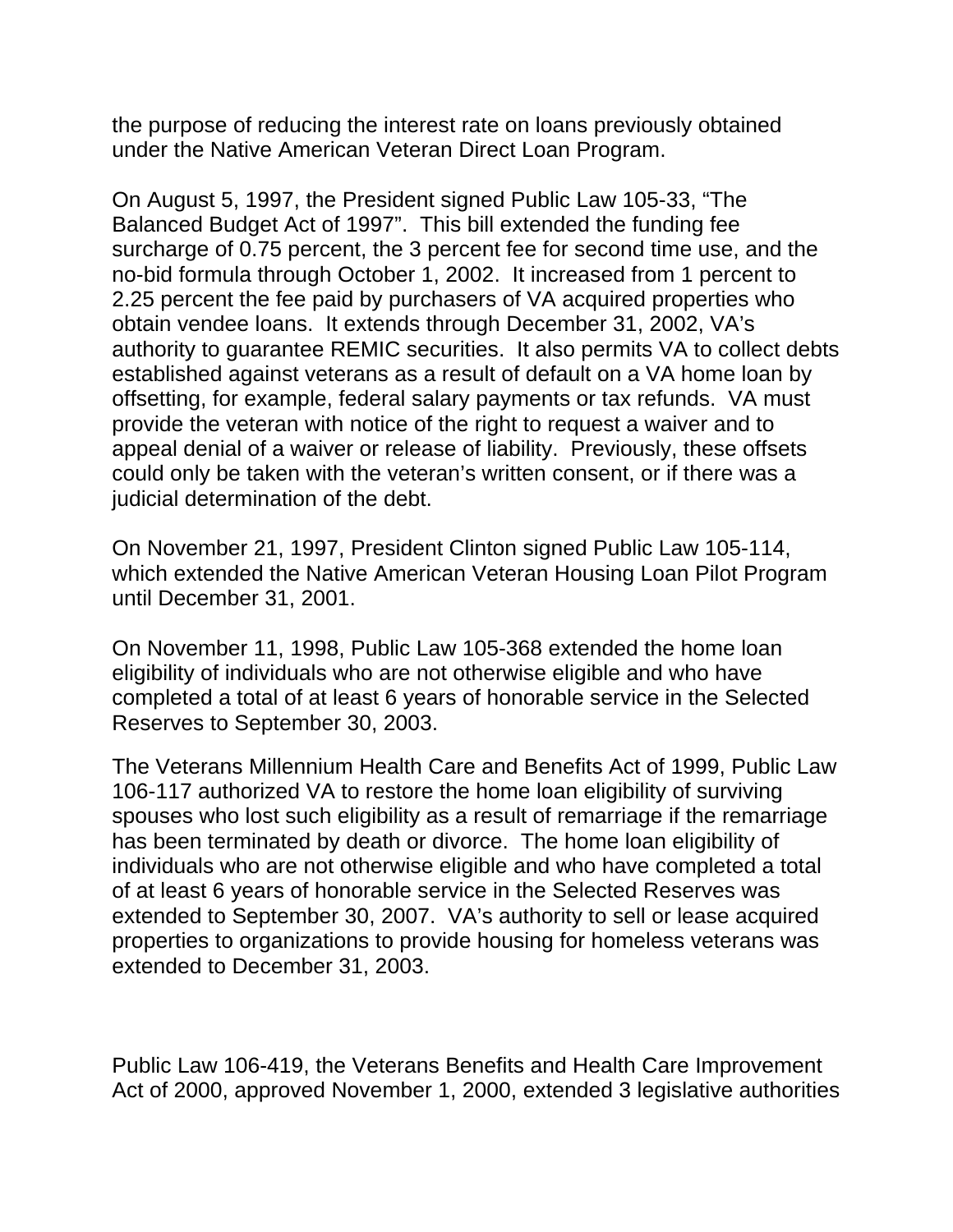the purpose of reducing the interest rate on loans previously obtained under the Native American Veteran Direct Loan Program.

On August 5, 1997, the President signed Public Law 105-33, "The Balanced Budget Act of 1997". This bill extended the funding fee surcharge of 0.75 percent, the 3 percent fee for second time use, and the no-bid formula through October 1, 2002. It increased from 1 percent to 2.25 percent the fee paid by purchasers of VA acquired properties who obtain vendee loans. It extends through December 31, 2002, VA's authority to guarantee REMIC securities. It also permits VA to collect debts established against veterans as a result of default on a VA home loan by offsetting, for example, federal salary payments or tax refunds. VA must provide the veteran with notice of the right to request a waiver and to appeal denial of a waiver or release of liability. Previously, these offsets could only be taken with the veteran's written consent, or if there was a judicial determination of the debt.

On November 21, 1997, President Clinton signed Public Law 105-114, which extended the Native American Veteran Housing Loan Pilot Program until December 31, 2001.

On November 11, 1998, Public Law 105-368 extended the home loan eligibility of individuals who are not otherwise eligible and who have completed a total of at least 6 years of honorable service in the Selected Reserves to September 30, 2003.

The Veterans Millennium Health Care and Benefits Act of 1999, Public Law 106-117 authorized VA to restore the home loan eligibility of surviving spouses who lost such eligibility as a result of remarriage if the remarriage has been terminated by death or divorce. The home loan eligibility of individuals who are not otherwise eligible and who have completed a total of at least 6 years of honorable service in the Selected Reserves was extended to September 30, 2007. VA's authority to sell or lease acquired properties to organizations to provide housing for homeless veterans was extended to December 31, 2003.

Public Law 106-419, the Veterans Benefits and Health Care Improvement Act of 2000, approved November 1, 2000, extended 3 legislative authorities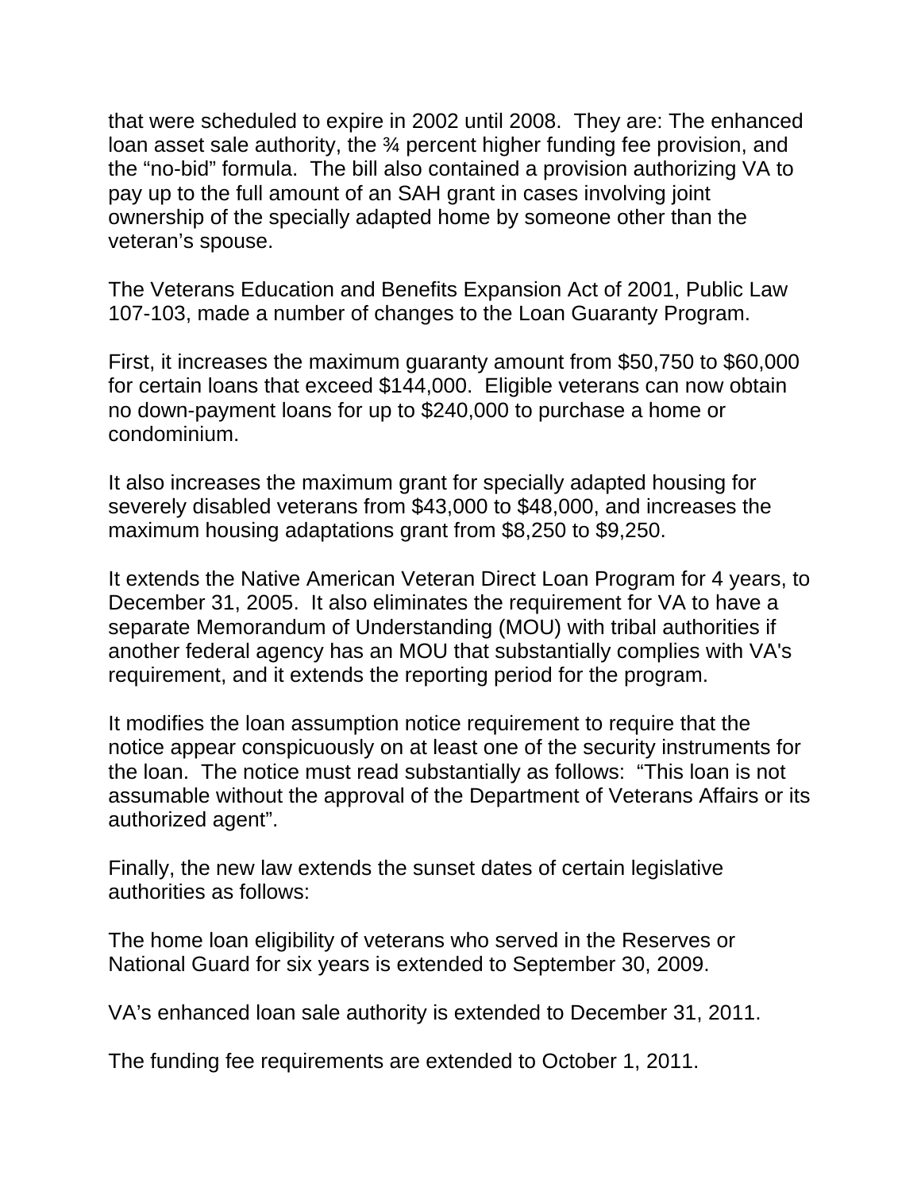that were scheduled to expire in 2002 until 2008. They are: The enhanced loan asset sale authority, the ¾ percent higher funding fee provision, and the "no-bid" formula. The bill also contained a provision authorizing VA to pay up to the full amount of an SAH grant in cases involving joint ownership of the specially adapted home by someone other than the veteran's spouse.

The Veterans Education and Benefits Expansion Act of 2001, Public Law 107-103, made a number of changes to the Loan Guaranty Program.

First, it increases the maximum guaranty amount from $50,750 to $60,000 for certain loans that exceed $144,000. Eligible veterans can now obtain no down-payment loans for up to $240,000 to purchase a home or condominium.

It also increases the maximum grant for specially adapted housing for severely disabled veterans from $43,000 to $48,000, and increases the maximum housing adaptations grant from $8,250 to $9,250.

It extends the Native American Veteran Direct Loan Program for 4 years, to December 31, 2005. It also eliminates the requirement for VA to have a separate Memorandum of Understanding (MOU) with tribal authorities if another federal agency has an MOU that substantially complies with VA's requirement, and it extends the reporting period for the program.

It modifies the loan assumption notice requirement to require that the notice appear conspicuously on at least one of the security instruments for the loan. The notice must read substantially as follows: "This loan is not assumable without the approval of the Department of Veterans Affairs or its authorized agent".

Finally, the new law extends the sunset dates of certain legislative authorities as follows:

The home loan eligibility of veterans who served in the Reserves or National Guard for six years is extended to September 30, 2009.

VA's enhanced loan sale authority is extended to December 31, 2011.

The funding fee requirements are extended to October 1, 2011.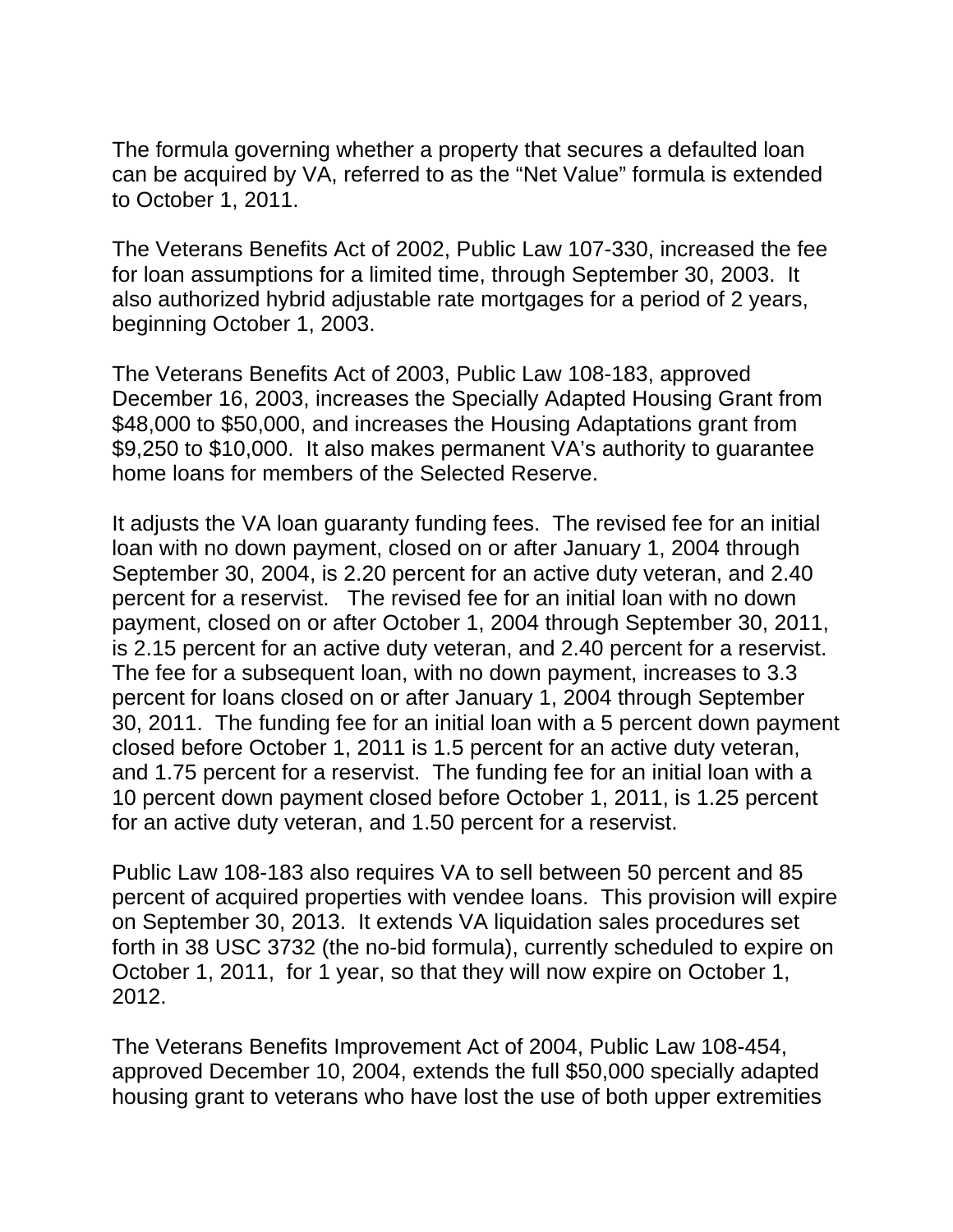The formula governing whether a property that secures a defaulted loan can be acquired by VA, referred to as the "Net Value" formula is extended to October 1, 2011.

The Veterans Benefits Act of 2002, Public Law 107-330, increased the fee for loan assumptions for a limited time, through September 30, 2003. It also authorized hybrid adjustable rate mortgages for a period of 2 years, beginning October 1, 2003.

The Veterans Benefits Act of 2003, Public Law 108-183, approved December 16, 2003, increases the Specially Adapted Housing Grant from $48,000 to $50,000, and increases the Housing Adaptations grant from $9,250 to $10,000. It also makes permanent VA's authority to guarantee home loans for members of the Selected Reserve.

It adjusts the VA loan guaranty funding fees. The revised fee for an initial loan with no down payment, closed on or after January 1, 2004 through September 30, 2004, is 2.20 percent for an active duty veteran, and 2.40 percent for a reservist. The revised fee for an initial loan with no down payment, closed on or after October 1, 2004 through September 30, 2011, is 2.15 percent for an active duty veteran, and 2.40 percent for a reservist. The fee for a subsequent loan, with no down payment, increases to 3.3 percent for loans closed on or after January 1, 2004 through September 30, 2011. The funding fee for an initial loan with a 5 percent down payment closed before October 1, 2011 is 1.5 percent for an active duty veteran, and 1.75 percent for a reservist. The funding fee for an initial loan with a 10 percent down payment closed before October 1, 2011, is 1.25 percent for an active duty veteran, and 1.50 percent for a reservist.

Public Law 108-183 also requires VA to sell between 50 percent and 85 percent of acquired properties with vendee loans. This provision will expire on September 30, 2013. It extends VA liquidation sales procedures set forth in 38 USC 3732 (the no-bid formula), currently scheduled to expire on October 1, 2011, for 1 year, so that they will now expire on October 1, 2012.

The Veterans Benefits Improvement Act of 2004, Public Law 108-454, approved December 10, 2004, extends the full $50,000 specially adapted housing grant to veterans who have lost the use of both upper extremities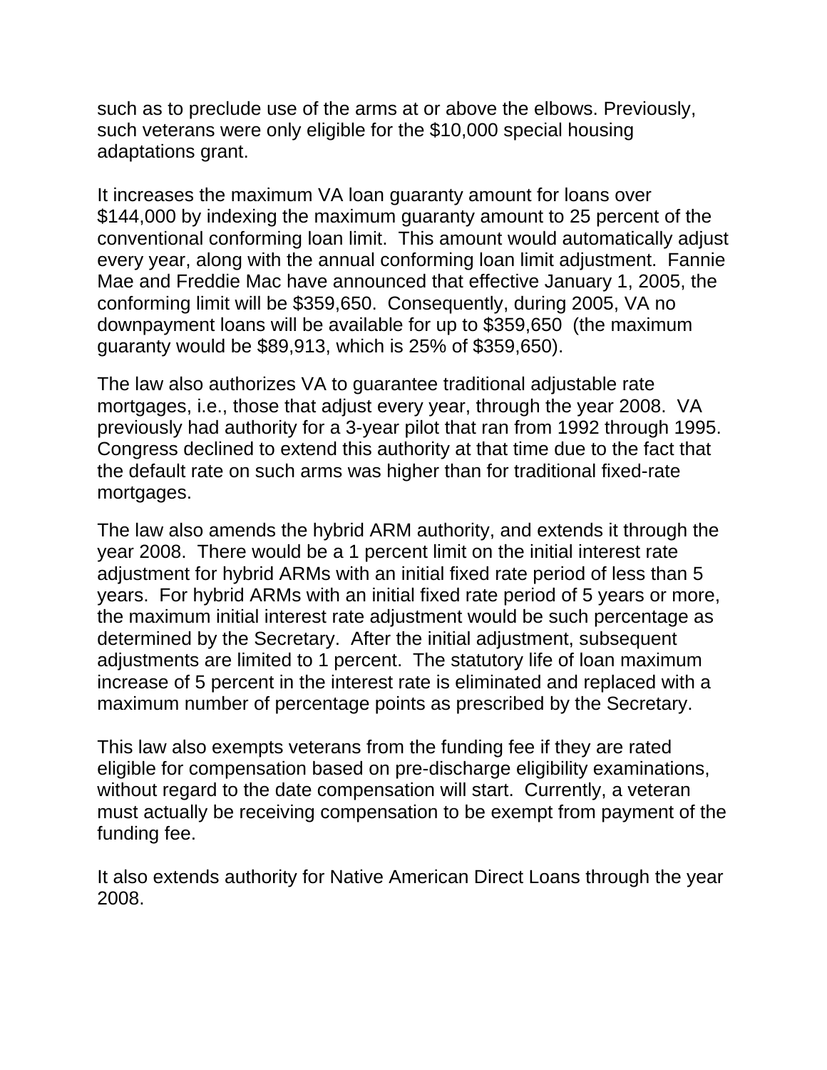such as to preclude use of the arms at or above the elbows. Previously, such veterans were only eligible for the $10,000 special housing adaptations grant.

It increases the maximum VA loan guaranty amount for loans over $144,000 by indexing the maximum guaranty amount to 25 percent of the conventional conforming loan limit. This amount would automatically adjust every year, along with the annual conforming loan limit adjustment. Fannie Mae and Freddie Mac have announced that effective January 1, 2005, the conforming limit will be $359,650. Consequently, during 2005, VA no downpayment loans will be available for up to $359,650 (the maximum guaranty would be $89,913, which is 25% of $359,650).

The law also authorizes VA to guarantee traditional adjustable rate mortgages, i.e., those that adjust every year, through the year 2008. VA previously had authority for a 3-year pilot that ran from 1992 through 1995. Congress declined to extend this authority at that time due to the fact that the default rate on such arms was higher than for traditional fixed-rate mortgages.

The law also amends the hybrid ARM authority, and extends it through the year 2008. There would be a 1 percent limit on the initial interest rate adjustment for hybrid ARMs with an initial fixed rate period of less than 5 years. For hybrid ARMs with an initial fixed rate period of 5 years or more, the maximum initial interest rate adjustment would be such percentage as determined by the Secretary. After the initial adjustment, subsequent adjustments are limited to 1 percent. The statutory life of loan maximum increase of 5 percent in the interest rate is eliminated and replaced with a maximum number of percentage points as prescribed by the Secretary.

This law also exempts veterans from the funding fee if they are rated eligible for compensation based on pre-discharge eligibility examinations, without regard to the date compensation will start. Currently, a veteran must actually be receiving compensation to be exempt from payment of the funding fee.

It also extends authority for Native American Direct Loans through the year 2008.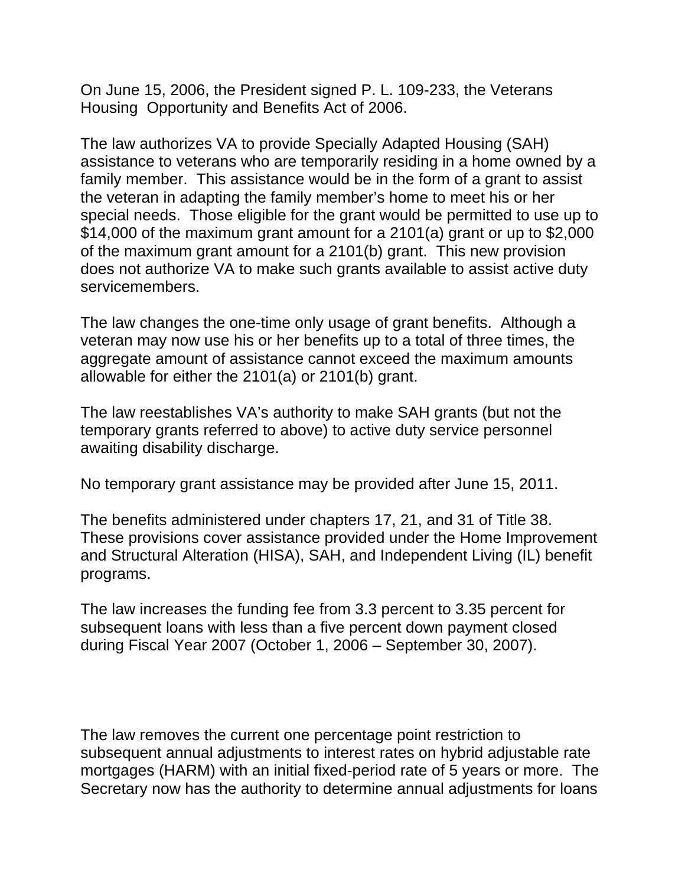On June 15, 2006, the President signed P. L. 109-233, the Veterans Housing Opportunity and Benefits Act of 2006.

The law authorizes VA to provide Specially Adapted Housing (SAH) assistance to veterans who are temporarily residing in a home owned by a family member. This assistance would be in the form of a grant to assist the veteran in adapting the family member's home to meet his or her special needs. Those eligible for the grant would be permitted to use up to $14,000 of the maximum grant amount for a 2101(a) grant or up to $2,000 of the maximum grant amount for a 2101(b) grant. This new provision does not authorize VA to make such grants available to assist active duty servicemembers.

The law changes the one-time only usage of grant benefits. Although a veteran may now use his or her benefits up to a total of three times, the aggregate amount of assistance cannot exceed the maximum amounts allowable for either the 2101(a) or 2101(b) grant.

The law reestablishes VA's authority to make SAH grants (but not the temporary grants referred to above) to active duty service personnel awaiting disability discharge.

No temporary grant assistance may be provided after June 15, 2011.

The benefits administered under chapters 17, 21, and 31 of Title 38. These provisions cover assistance provided under the Home Improvement and Structural Alteration (HISA), SAH, and Independent Living (IL) benefit programs.

The law increases the funding fee from 3.3 percent to 3.35 percent for subsequent loans with less than a five percent down payment closed during Fiscal Year 2007 (October 1, 2006 – September 30, 2007).

The law removes the current one percentage point restriction to subsequent annual adjustments to interest rates on hybrid adjustable rate mortgages (HARM) with an initial fixed-period rate of 5 years or more. The Secretary now has the authority to determine annual adjustments for loans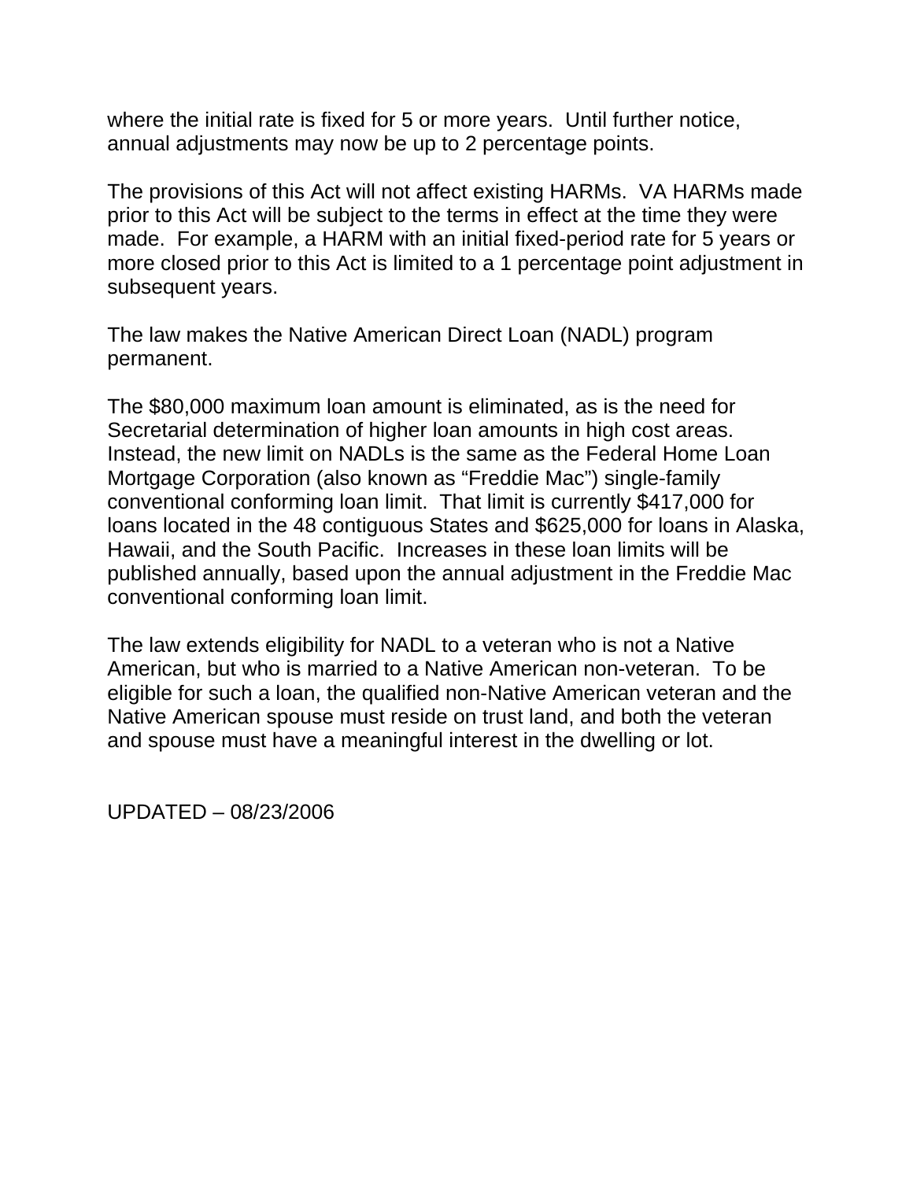where the initial rate is fixed for 5 or more years. Until further notice, annual adjustments may now be up to 2 percentage points.

The provisions of this Act will not affect existing HARMs. VA HARMs made prior to this Act will be subject to the terms in effect at the time they were made. For example, a HARM with an initial fixed-period rate for 5 years or more closed prior to this Act is limited to a 1 percentage point adjustment in subsequent years.

The law makes the Native American Direct Loan (NADL) program permanent.

The $80,000 maximum loan amount is eliminated, as is the need for Secretarial determination of higher loan amounts in high cost areas. Instead, the new limit on NADLs is the same as the Federal Home Loan Mortgage Corporation (also known as "Freddie Mac") single-family conventional conforming loan limit. That limit is currently $417,000 for loans located in the 48 contiguous States and $625,000 for loans in Alaska, Hawaii, and the South Pacific. Increases in these loan limits will be published annually, based upon the annual adjustment in the Freddie Mac conventional conforming loan limit.

The law extends eligibility for NADL to a veteran who is not a Native American, but who is married to a Native American non-veteran. To be eligible for such a loan, the qualified non-Native American veteran and the Native American spouse must reside on trust land, and both the veteran and spouse must have a meaningful interest in the dwelling or lot.

UPDATED – 08/23/2006